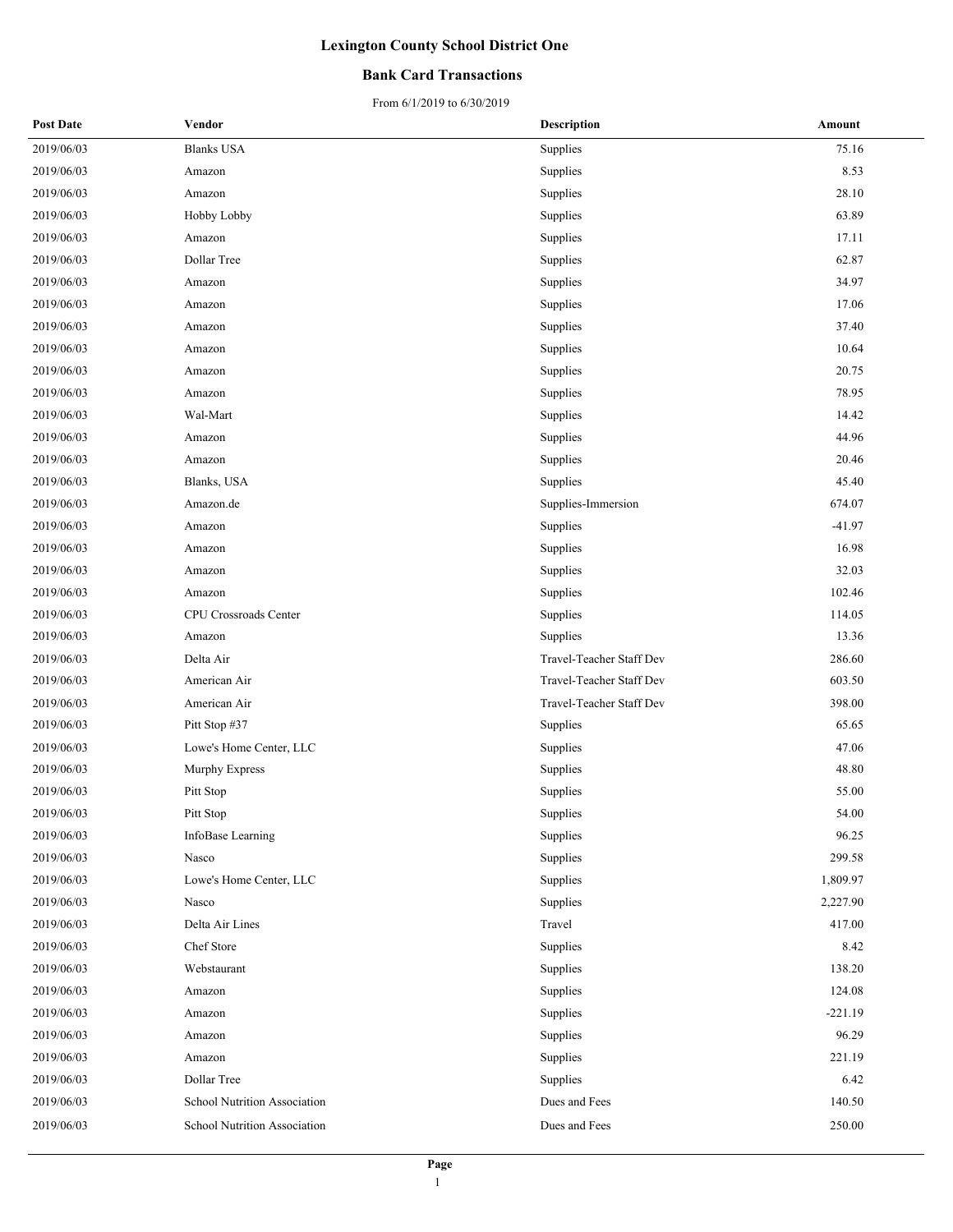# Lexington County School District One

## Bank Card Transactions

From 6/1/2019 to 6/30/2019

| Post Date | Vendor | Description | Amount |
|---|---|---|---|
| 2019/06/03 | Blanks USA | Supplies | 75.16 |
| 2019/06/03 | Amazon | Supplies | 8.53 |
| 2019/06/03 | Amazon | Supplies | 28.10 |
| 2019/06/03 | Hobby Lobby | Supplies | 63.89 |
| 2019/06/03 | Amazon | Supplies | 17.11 |
| 2019/06/03 | Dollar Tree | Supplies | 62.87 |
| 2019/06/03 | Amazon | Supplies | 34.97 |
| 2019/06/03 | Amazon | Supplies | 17.06 |
| 2019/06/03 | Amazon | Supplies | 37.40 |
| 2019/06/03 | Amazon | Supplies | 10.64 |
| 2019/06/03 | Amazon | Supplies | 20.75 |
| 2019/06/03 | Amazon | Supplies | 78.95 |
| 2019/06/03 | Wal-Mart | Supplies | 14.42 |
| 2019/06/03 | Amazon | Supplies | 44.96 |
| 2019/06/03 | Amazon | Supplies | 20.46 |
| 2019/06/03 | Blanks, USA | Supplies | 45.40 |
| 2019/06/03 | Amazon.de | Supplies-Immersion | 674.07 |
| 2019/06/03 | Amazon | Supplies | -41.97 |
| 2019/06/03 | Amazon | Supplies | 16.98 |
| 2019/06/03 | Amazon | Supplies | 32.03 |
| 2019/06/03 | Amazon | Supplies | 102.46 |
| 2019/06/03 | CPU Crossroads Center | Supplies | 114.05 |
| 2019/06/03 | Amazon | Supplies | 13.36 |
| 2019/06/03 | Delta Air | Travel-Teacher Staff Dev | 286.60 |
| 2019/06/03 | American Air | Travel-Teacher Staff Dev | 603.50 |
| 2019/06/03 | American Air | Travel-Teacher Staff Dev | 398.00 |
| 2019/06/03 | Pitt Stop #37 | Supplies | 65.65 |
| 2019/06/03 | Lowe's Home Center, LLC | Supplies | 47.06 |
| 2019/06/03 | Murphy Express | Supplies | 48.80 |
| 2019/06/03 | Pitt Stop | Supplies | 55.00 |
| 2019/06/03 | Pitt Stop | Supplies | 54.00 |
| 2019/06/03 | InfoBase Learning | Supplies | 96.25 |
| 2019/06/03 | Nasco | Supplies | 299.58 |
| 2019/06/03 | Lowe's Home Center, LLC | Supplies | 1,809.97 |
| 2019/06/03 | Nasco | Supplies | 2,227.90 |
| 2019/06/03 | Delta Air Lines | Travel | 417.00 |
| 2019/06/03 | Chef Store | Supplies | 8.42 |
| 2019/06/03 | Webstaurant | Supplies | 138.20 |
| 2019/06/03 | Amazon | Supplies | 124.08 |
| 2019/06/03 | Amazon | Supplies | -221.19 |
| 2019/06/03 | Amazon | Supplies | 96.29 |
| 2019/06/03 | Amazon | Supplies | 221.19 |
| 2019/06/03 | Dollar Tree | Supplies | 6.42 |
| 2019/06/03 | School Nutrition Association | Dues and Fees | 140.50 |
| 2019/06/03 | School Nutrition Association | Dues and Fees | 250.00 |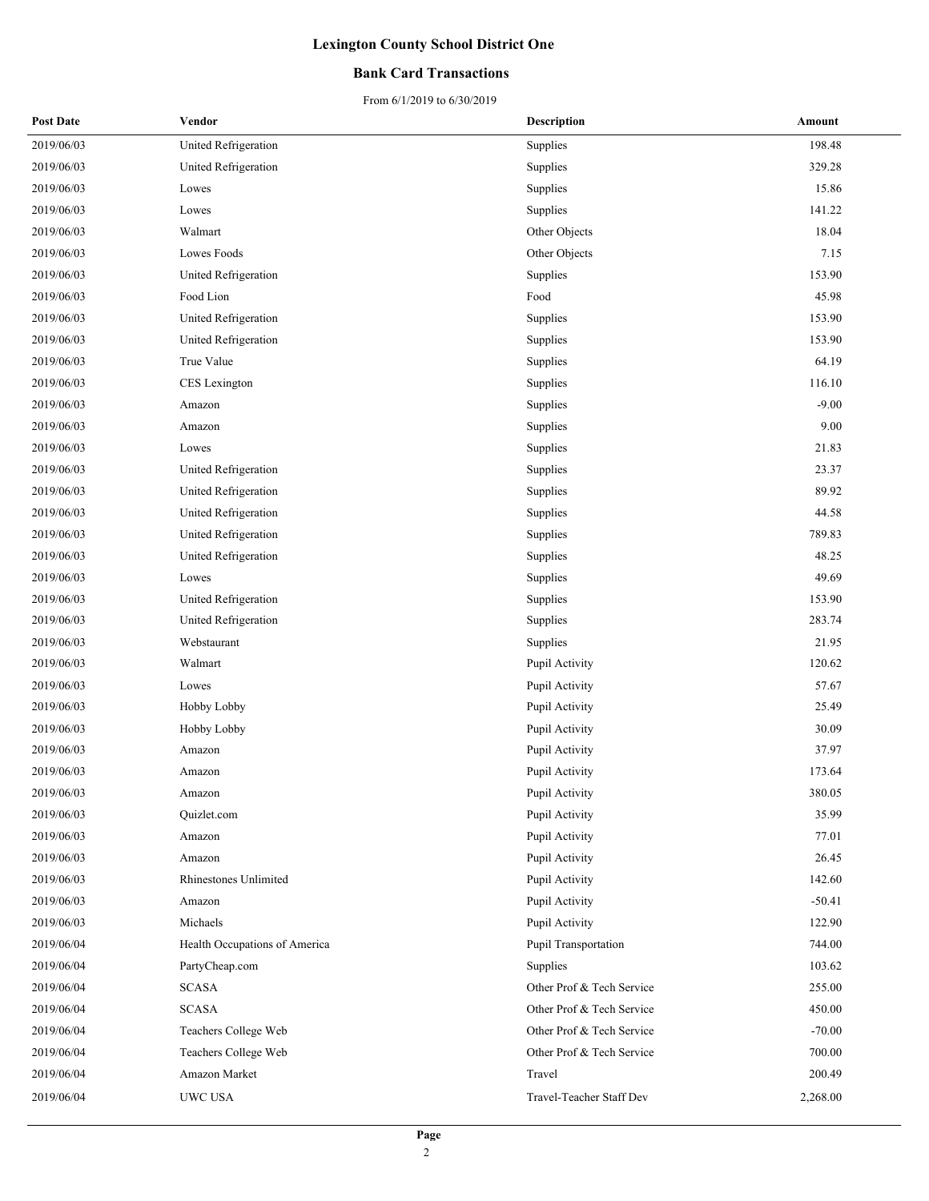# Lexington County School District One

## Bank Card Transactions

From 6/1/2019 to 6/30/2019

| Post Date | Vendor | Description | Amount |
|---|---|---|---|
| 2019/06/03 | United Refrigeration | Supplies | 198.48 |
| 2019/06/03 | United Refrigeration | Supplies | 329.28 |
| 2019/06/03 | Lowes | Supplies | 15.86 |
| 2019/06/03 | Lowes | Supplies | 141.22 |
| 2019/06/03 | Walmart | Other Objects | 18.04 |
| 2019/06/03 | Lowes Foods | Other Objects | 7.15 |
| 2019/06/03 | United Refrigeration | Supplies | 153.90 |
| 2019/06/03 | Food Lion | Food | 45.98 |
| 2019/06/03 | United Refrigeration | Supplies | 153.90 |
| 2019/06/03 | United Refrigeration | Supplies | 153.90 |
| 2019/06/03 | True Value | Supplies | 64.19 |
| 2019/06/03 | CES Lexington | Supplies | 116.10 |
| 2019/06/03 | Amazon | Supplies | -9.00 |
| 2019/06/03 | Amazon | Supplies | 9.00 |
| 2019/06/03 | Lowes | Supplies | 21.83 |
| 2019/06/03 | United Refrigeration | Supplies | 23.37 |
| 2019/06/03 | United Refrigeration | Supplies | 89.92 |
| 2019/06/03 | United Refrigeration | Supplies | 44.58 |
| 2019/06/03 | United Refrigeration | Supplies | 789.83 |
| 2019/06/03 | United Refrigeration | Supplies | 48.25 |
| 2019/06/03 | Lowes | Supplies | 49.69 |
| 2019/06/03 | United Refrigeration | Supplies | 153.90 |
| 2019/06/03 | United Refrigeration | Supplies | 283.74 |
| 2019/06/03 | Webstaurant | Supplies | 21.95 |
| 2019/06/03 | Walmart | Pupil Activity | 120.62 |
| 2019/06/03 | Lowes | Pupil Activity | 57.67 |
| 2019/06/03 | Hobby Lobby | Pupil Activity | 25.49 |
| 2019/06/03 | Hobby Lobby | Pupil Activity | 30.09 |
| 2019/06/03 | Amazon | Pupil Activity | 37.97 |
| 2019/06/03 | Amazon | Pupil Activity | 173.64 |
| 2019/06/03 | Amazon | Pupil Activity | 380.05 |
| 2019/06/03 | Quizlet.com | Pupil Activity | 35.99 |
| 2019/06/03 | Amazon | Pupil Activity | 77.01 |
| 2019/06/03 | Amazon | Pupil Activity | 26.45 |
| 2019/06/03 | Rhinestones Unlimited | Pupil Activity | 142.60 |
| 2019/06/03 | Amazon | Pupil Activity | -50.41 |
| 2019/06/03 | Michaels | Pupil Activity | 122.90 |
| 2019/06/04 | Health Occupations of America | Pupil Transportation | 744.00 |
| 2019/06/04 | PartyCheap.com | Supplies | 103.62 |
| 2019/06/04 | SCASA | Other Prof & Tech Service | 255.00 |
| 2019/06/04 | SCASA | Other Prof & Tech Service | 450.00 |
| 2019/06/04 | Teachers College Web | Other Prof & Tech Service | -70.00 |
| 2019/06/04 | Teachers College Web | Other Prof & Tech Service | 700.00 |
| 2019/06/04 | Amazon Market | Travel | 200.49 |
| 2019/06/04 | UWC USA | Travel-Teacher Staff Dev | 2,268.00 |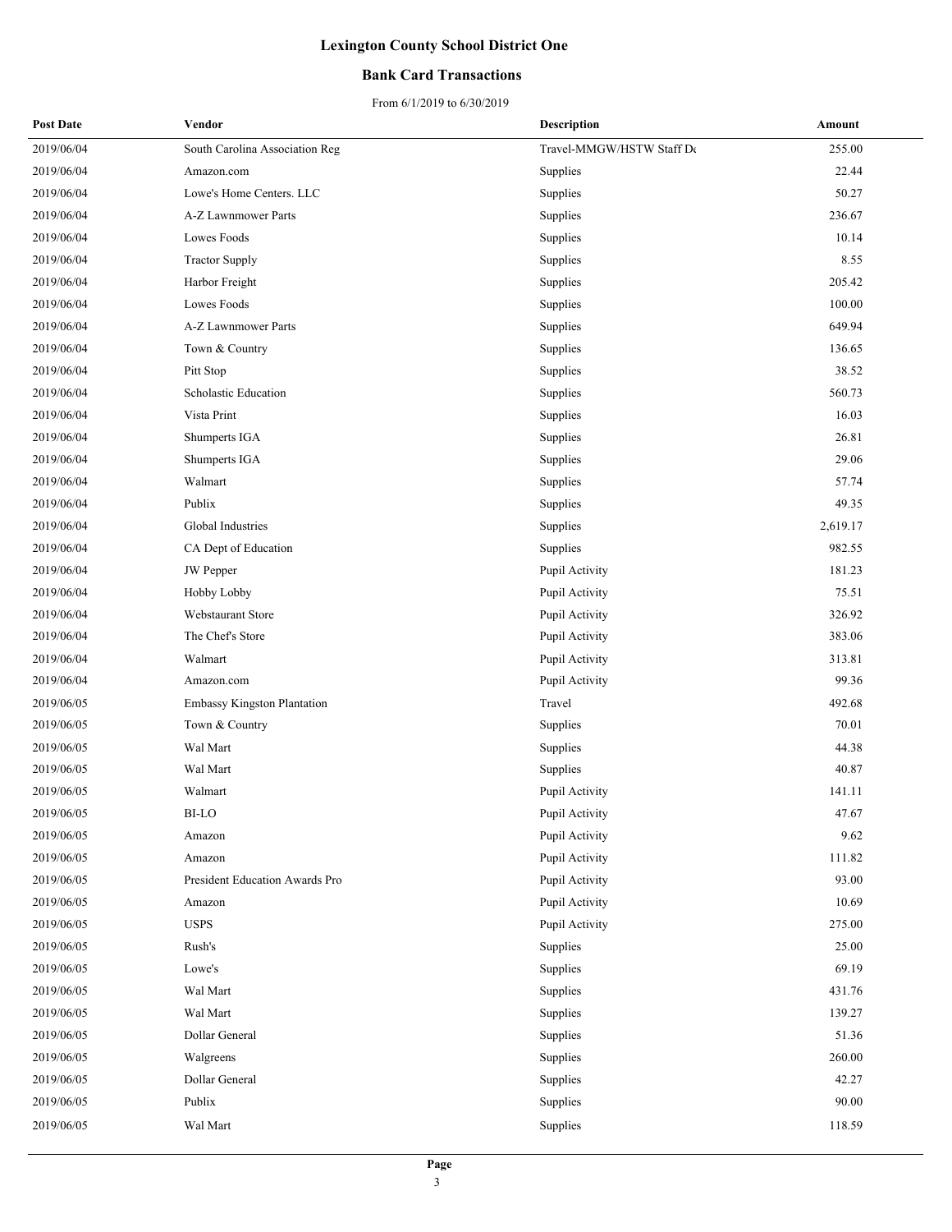# Lexington County School District One

## Bank Card Transactions

From 6/1/2019 to 6/30/2019

| Post Date | Vendor | Description | Amount |
|---|---|---|---|
| 2019/06/04 | South Carolina Association Reg | Travel-MMGW/HSTW Staff De | 255.00 |
| 2019/06/04 | Amazon.com | Supplies | 22.44 |
| 2019/06/04 | Lowe's Home Centers. LLC | Supplies | 50.27 |
| 2019/06/04 | A-Z Lawnmower Parts | Supplies | 236.67 |
| 2019/06/04 | Lowes Foods | Supplies | 10.14 |
| 2019/06/04 | Tractor Supply | Supplies | 8.55 |
| 2019/06/04 | Harbor Freight | Supplies | 205.42 |
| 2019/06/04 | Lowes Foods | Supplies | 100.00 |
| 2019/06/04 | A-Z Lawnmower Parts | Supplies | 649.94 |
| 2019/06/04 | Town & Country | Supplies | 136.65 |
| 2019/06/04 | Pitt Stop | Supplies | 38.52 |
| 2019/06/04 | Scholastic Education | Supplies | 560.73 |
| 2019/06/04 | Vista Print | Supplies | 16.03 |
| 2019/06/04 | Shumperts IGA | Supplies | 26.81 |
| 2019/06/04 | Shumperts IGA | Supplies | 29.06 |
| 2019/06/04 | Walmart | Supplies | 57.74 |
| 2019/06/04 | Publix | Supplies | 49.35 |
| 2019/06/04 | Global Industries | Supplies | 2,619.17 |
| 2019/06/04 | CA Dept of Education | Supplies | 982.55 |
| 2019/06/04 | JW Pepper | Pupil Activity | 181.23 |
| 2019/06/04 | Hobby Lobby | Pupil Activity | 75.51 |
| 2019/06/04 | Webstaurant Store | Pupil Activity | 326.92 |
| 2019/06/04 | The Chef's Store | Pupil Activity | 383.06 |
| 2019/06/04 | Walmart | Pupil Activity | 313.81 |
| 2019/06/04 | Amazon.com | Pupil Activity | 99.36 |
| 2019/06/05 | Embassy Kingston Plantation | Travel | 492.68 |
| 2019/06/05 | Town & Country | Supplies | 70.01 |
| 2019/06/05 | Wal Mart | Supplies | 44.38 |
| 2019/06/05 | Wal Mart | Supplies | 40.87 |
| 2019/06/05 | Walmart | Pupil Activity | 141.11 |
| 2019/06/05 | BI-LO | Pupil Activity | 47.67 |
| 2019/06/05 | Amazon | Pupil Activity | 9.62 |
| 2019/06/05 | Amazon | Pupil Activity | 111.82 |
| 2019/06/05 | President Education Awards Pro | Pupil Activity | 93.00 |
| 2019/06/05 | Amazon | Pupil Activity | 10.69 |
| 2019/06/05 | USPS | Pupil Activity | 275.00 |
| 2019/06/05 | Rush's | Supplies | 25.00 |
| 2019/06/05 | Lowe's | Supplies | 69.19 |
| 2019/06/05 | Wal Mart | Supplies | 431.76 |
| 2019/06/05 | Wal Mart | Supplies | 139.27 |
| 2019/06/05 | Dollar General | Supplies | 51.36 |
| 2019/06/05 | Walgreens | Supplies | 260.00 |
| 2019/06/05 | Dollar General | Supplies | 42.27 |
| 2019/06/05 | Publix | Supplies | 90.00 |
| 2019/06/05 | Wal Mart | Supplies | 118.59 |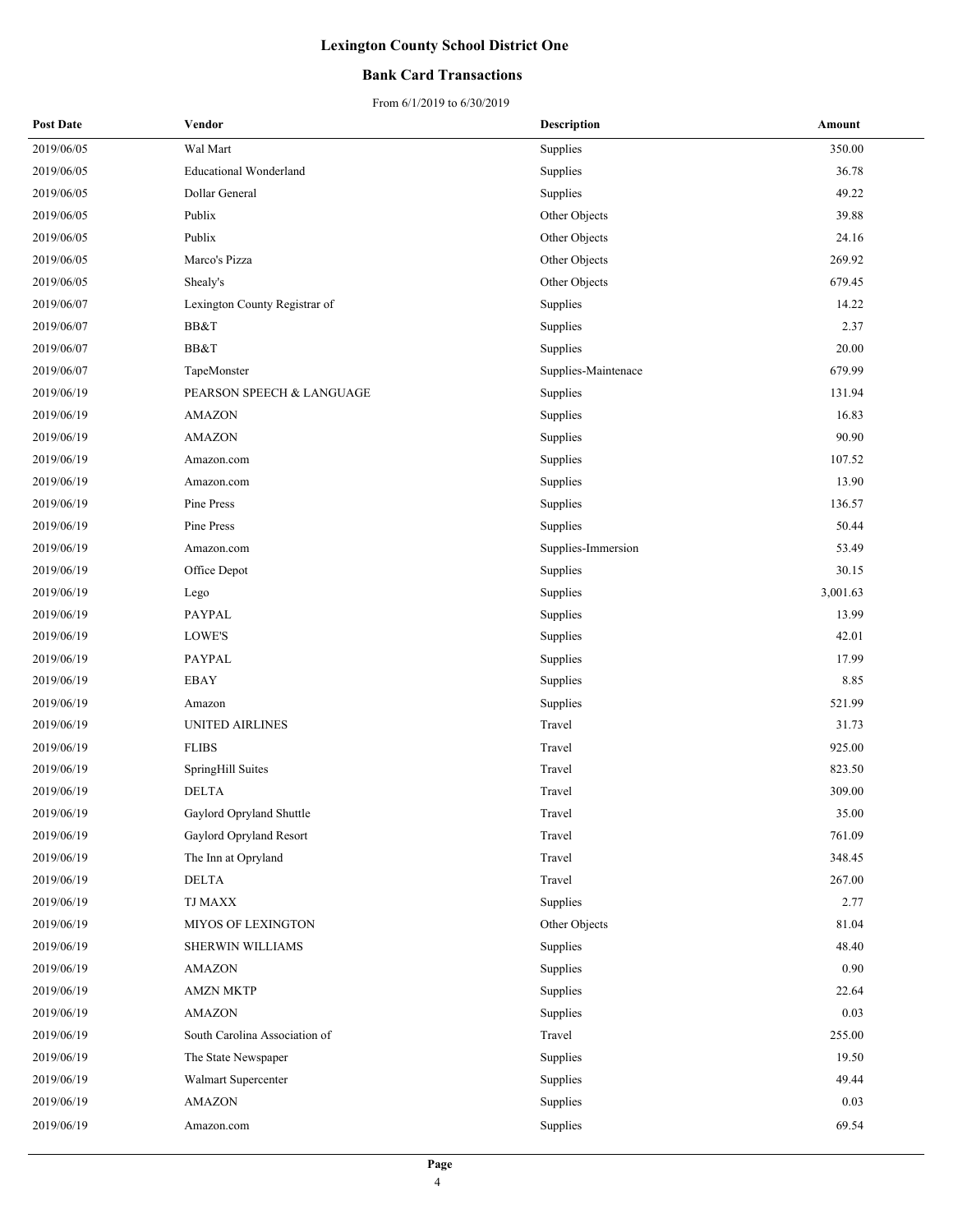# Lexington County School District One

## Bank Card Transactions

From 6/1/2019 to 6/30/2019

| Post Date | Vendor | Description | Amount |
|---|---|---|---|
| 2019/06/05 | Wal Mart | Supplies | 350.00 |
| 2019/06/05 | Educational Wonderland | Supplies | 36.78 |
| 2019/06/05 | Dollar General | Supplies | 49.22 |
| 2019/06/05 | Publix | Other Objects | 39.88 |
| 2019/06/05 | Publix | Other Objects | 24.16 |
| 2019/06/05 | Marco's Pizza | Other Objects | 269.92 |
| 2019/06/05 | Shealy's | Other Objects | 679.45 |
| 2019/06/07 | Lexington County Registrar of | Supplies | 14.22 |
| 2019/06/07 | BB&T | Supplies | 2.37 |
| 2019/06/07 | BB&T | Supplies | 20.00 |
| 2019/06/07 | TapeMonster | Supplies-Maintenace | 679.99 |
| 2019/06/19 | PEARSON SPEECH & LANGUAGE | Supplies | 131.94 |
| 2019/06/19 | AMAZON | Supplies | 16.83 |
| 2019/06/19 | AMAZON | Supplies | 90.90 |
| 2019/06/19 | Amazon.com | Supplies | 107.52 |
| 2019/06/19 | Amazon.com | Supplies | 13.90 |
| 2019/06/19 | Pine Press | Supplies | 136.57 |
| 2019/06/19 | Pine Press | Supplies | 50.44 |
| 2019/06/19 | Amazon.com | Supplies-Immersion | 53.49 |
| 2019/06/19 | Office Depot | Supplies | 30.15 |
| 2019/06/19 | Lego | Supplies | 3,001.63 |
| 2019/06/19 | PAYPAL | Supplies | 13.99 |
| 2019/06/19 | LOWE'S | Supplies | 42.01 |
| 2019/06/19 | PAYPAL | Supplies | 17.99 |
| 2019/06/19 | EBAY | Supplies | 8.85 |
| 2019/06/19 | Amazon | Supplies | 521.99 |
| 2019/06/19 | UNITED AIRLINES | Travel | 31.73 |
| 2019/06/19 | FLIBS | Travel | 925.00 |
| 2019/06/19 | SpringHill Suites | Travel | 823.50 |
| 2019/06/19 | DELTA | Travel | 309.00 |
| 2019/06/19 | Gaylord Opryland Shuttle | Travel | 35.00 |
| 2019/06/19 | Gaylord Opryland Resort | Travel | 761.09 |
| 2019/06/19 | The Inn at Opryland | Travel | 348.45 |
| 2019/06/19 | DELTA | Travel | 267.00 |
| 2019/06/19 | TJ MAXX | Supplies | 2.77 |
| 2019/06/19 | MIYOS OF LEXINGTON | Other Objects | 81.04 |
| 2019/06/19 | SHERWIN WILLIAMS | Supplies | 48.40 |
| 2019/06/19 | AMAZON | Supplies | 0.90 |
| 2019/06/19 | AMZN MKTP | Supplies | 22.64 |
| 2019/06/19 | AMAZON | Supplies | 0.03 |
| 2019/06/19 | South Carolina Association of | Travel | 255.00 |
| 2019/06/19 | The State Newspaper | Supplies | 19.50 |
| 2019/06/19 | Walmart Supercenter | Supplies | 49.44 |
| 2019/06/19 | AMAZON | Supplies | 0.03 |
| 2019/06/19 | Amazon.com | Supplies | 69.54 |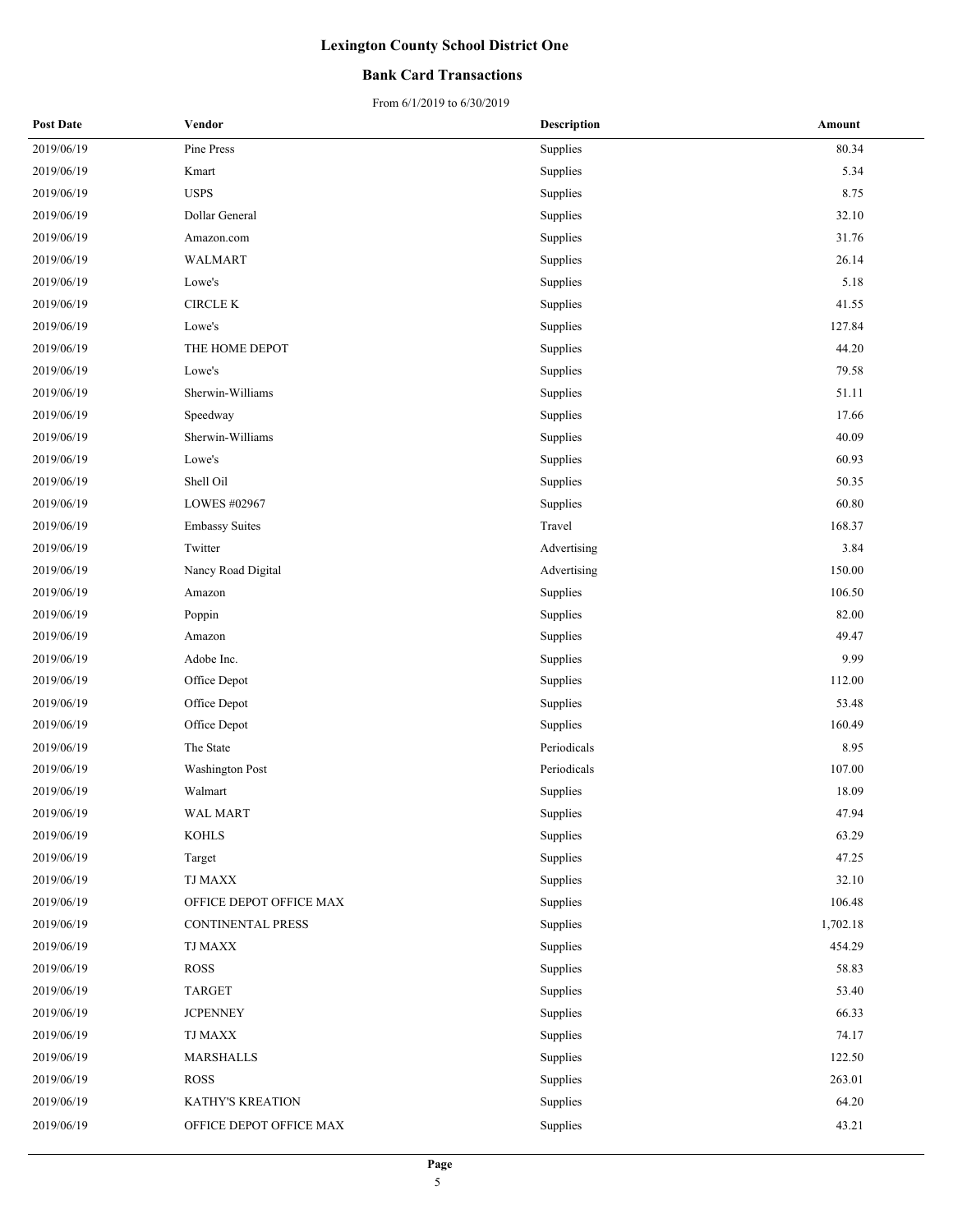# Lexington County School District One

## Bank Card Transactions

From 6/1/2019 to 6/30/2019

| Post Date | Vendor | Description | Amount |
|---|---|---|---|
| 2019/06/19 | Pine Press | Supplies | 80.34 |
| 2019/06/19 | Kmart | Supplies | 5.34 |
| 2019/06/19 | USPS | Supplies | 8.75 |
| 2019/06/19 | Dollar General | Supplies | 32.10 |
| 2019/06/19 | Amazon.com | Supplies | 31.76 |
| 2019/06/19 | WALMART | Supplies | 26.14 |
| 2019/06/19 | Lowe's | Supplies | 5.18 |
| 2019/06/19 | CIRCLE K | Supplies | 41.55 |
| 2019/06/19 | Lowe's | Supplies | 127.84 |
| 2019/06/19 | THE HOME DEPOT | Supplies | 44.20 |
| 2019/06/19 | Lowe's | Supplies | 79.58 |
| 2019/06/19 | Sherwin-Williams | Supplies | 51.11 |
| 2019/06/19 | Speedway | Supplies | 17.66 |
| 2019/06/19 | Sherwin-Williams | Supplies | 40.09 |
| 2019/06/19 | Lowe's | Supplies | 60.93 |
| 2019/06/19 | Shell Oil | Supplies | 50.35 |
| 2019/06/19 | LOWES #02967 | Supplies | 60.80 |
| 2019/06/19 | Embassy Suites | Travel | 168.37 |
| 2019/06/19 | Twitter | Advertising | 3.84 |
| 2019/06/19 | Nancy Road Digital | Advertising | 150.00 |
| 2019/06/19 | Amazon | Supplies | 106.50 |
| 2019/06/19 | Poppin | Supplies | 82.00 |
| 2019/06/19 | Amazon | Supplies | 49.47 |
| 2019/06/19 | Adobe Inc. | Supplies | 9.99 |
| 2019/06/19 | Office Depot | Supplies | 112.00 |
| 2019/06/19 | Office Depot | Supplies | 53.48 |
| 2019/06/19 | Office Depot | Supplies | 160.49 |
| 2019/06/19 | The State | Periodicals | 8.95 |
| 2019/06/19 | Washington Post | Periodicals | 107.00 |
| 2019/06/19 | Walmart | Supplies | 18.09 |
| 2019/06/19 | WAL MART | Supplies | 47.94 |
| 2019/06/19 | KOHLS | Supplies | 63.29 |
| 2019/06/19 | Target | Supplies | 47.25 |
| 2019/06/19 | TJ MAXX | Supplies | 32.10 |
| 2019/06/19 | OFFICE DEPOT OFFICE MAX | Supplies | 106.48 |
| 2019/06/19 | CONTINENTAL PRESS | Supplies | 1,702.18 |
| 2019/06/19 | TJ MAXX | Supplies | 454.29 |
| 2019/06/19 | ROSS | Supplies | 58.83 |
| 2019/06/19 | TARGET | Supplies | 53.40 |
| 2019/06/19 | JCPENNEY | Supplies | 66.33 |
| 2019/06/19 | TJ MAXX | Supplies | 74.17 |
| 2019/06/19 | MARSHALLS | Supplies | 122.50 |
| 2019/06/19 | ROSS | Supplies | 263.01 |
| 2019/06/19 | KATHY'S KREATION | Supplies | 64.20 |
| 2019/06/19 | OFFICE DEPOT OFFICE MAX | Supplies | 43.21 |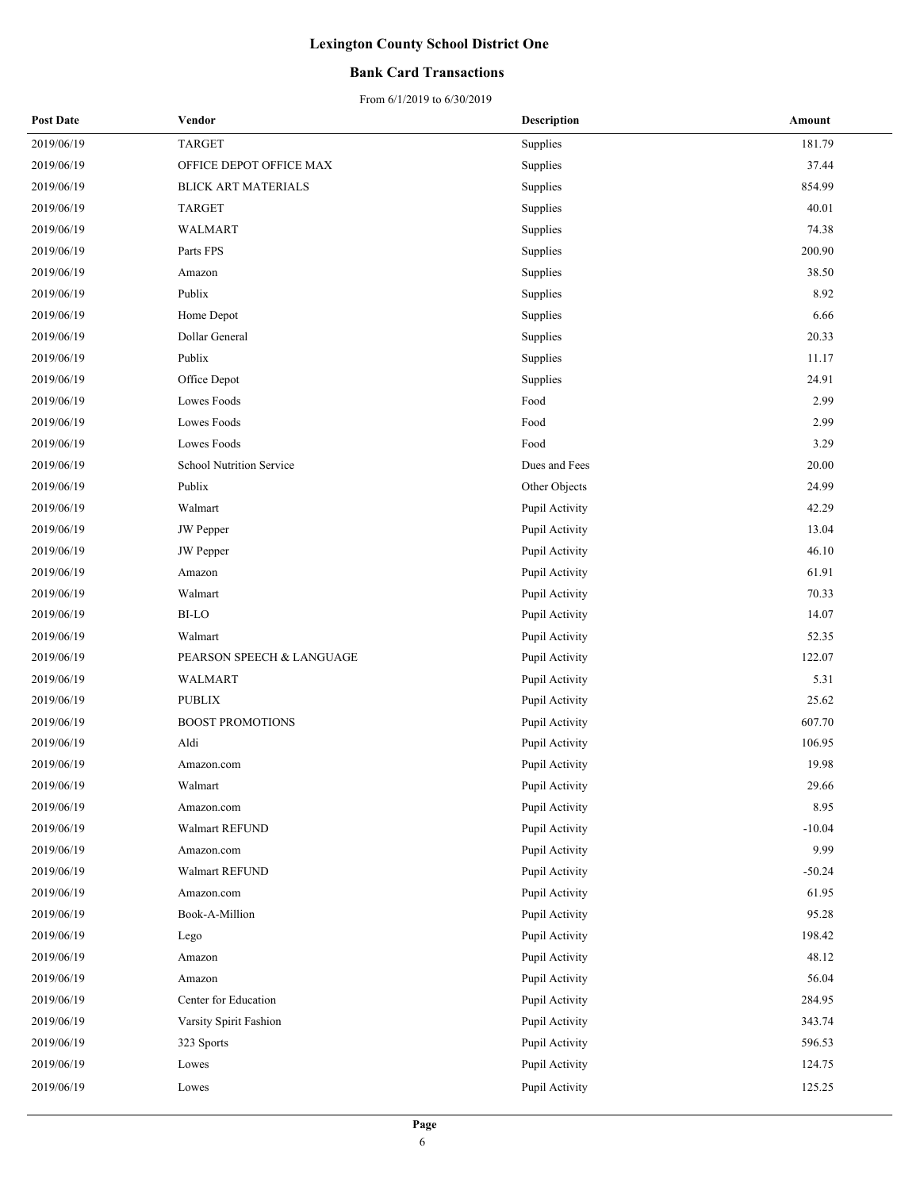# Lexington County School District One

## Bank Card Transactions

From 6/1/2019 to 6/30/2019

| Post Date | Vendor | Description | Amount |
|---|---|---|---|
| 2019/06/19 | TARGET | Supplies | 181.79 |
| 2019/06/19 | OFFICE DEPOT OFFICE MAX | Supplies | 37.44 |
| 2019/06/19 | BLICK ART MATERIALS | Supplies | 854.99 |
| 2019/06/19 | TARGET | Supplies | 40.01 |
| 2019/06/19 | WALMART | Supplies | 74.38 |
| 2019/06/19 | Parts FPS | Supplies | 200.90 |
| 2019/06/19 | Amazon | Supplies | 38.50 |
| 2019/06/19 | Publix | Supplies | 8.92 |
| 2019/06/19 | Home Depot | Supplies | 6.66 |
| 2019/06/19 | Dollar General | Supplies | 20.33 |
| 2019/06/19 | Publix | Supplies | 11.17 |
| 2019/06/19 | Office Depot | Supplies | 24.91 |
| 2019/06/19 | Lowes Foods | Food | 2.99 |
| 2019/06/19 | Lowes Foods | Food | 2.99 |
| 2019/06/19 | Lowes Foods | Food | 3.29 |
| 2019/06/19 | School Nutrition Service | Dues and Fees | 20.00 |
| 2019/06/19 | Publix | Other Objects | 24.99 |
| 2019/06/19 | Walmart | Pupil Activity | 42.29 |
| 2019/06/19 | JW Pepper | Pupil Activity | 13.04 |
| 2019/06/19 | JW Pepper | Pupil Activity | 46.10 |
| 2019/06/19 | Amazon | Pupil Activity | 61.91 |
| 2019/06/19 | Walmart | Pupil Activity | 70.33 |
| 2019/06/19 | BI-LO | Pupil Activity | 14.07 |
| 2019/06/19 | Walmart | Pupil Activity | 52.35 |
| 2019/06/19 | PEARSON SPEECH & LANGUAGE | Pupil Activity | 122.07 |
| 2019/06/19 | WALMART | Pupil Activity | 5.31 |
| 2019/06/19 | PUBLIX | Pupil Activity | 25.62 |
| 2019/06/19 | BOOST PROMOTIONS | Pupil Activity | 607.70 |
| 2019/06/19 | Aldi | Pupil Activity | 106.95 |
| 2019/06/19 | Amazon.com | Pupil Activity | 19.98 |
| 2019/06/19 | Walmart | Pupil Activity | 29.66 |
| 2019/06/19 | Amazon.com | Pupil Activity | 8.95 |
| 2019/06/19 | Walmart REFUND | Pupil Activity | -10.04 |
| 2019/06/19 | Amazon.com | Pupil Activity | 9.99 |
| 2019/06/19 | Walmart REFUND | Pupil Activity | -50.24 |
| 2019/06/19 | Amazon.com | Pupil Activity | 61.95 |
| 2019/06/19 | Book-A-Million | Pupil Activity | 95.28 |
| 2019/06/19 | Lego | Pupil Activity | 198.42 |
| 2019/06/19 | Amazon | Pupil Activity | 48.12 |
| 2019/06/19 | Amazon | Pupil Activity | 56.04 |
| 2019/06/19 | Center for Education | Pupil Activity | 284.95 |
| 2019/06/19 | Varsity Spirit Fashion | Pupil Activity | 343.74 |
| 2019/06/19 | 323 Sports | Pupil Activity | 596.53 |
| 2019/06/19 | Lowes | Pupil Activity | 124.75 |
| 2019/06/19 | Lowes | Pupil Activity | 125.25 |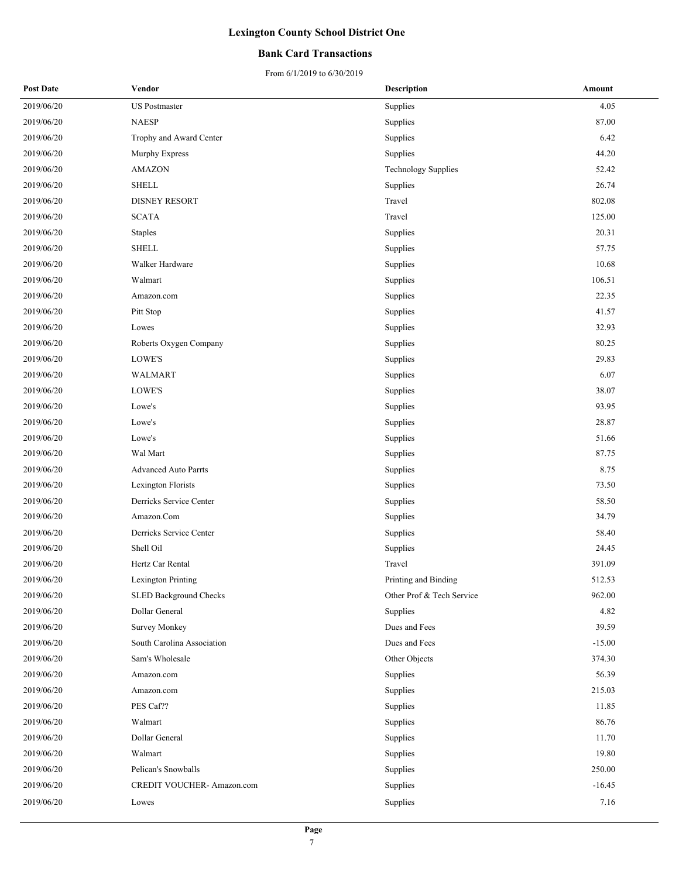# Lexington County School District One

## Bank Card Transactions

From 6/1/2019 to 6/30/2019

| Post Date | Vendor | Description | Amount |
|---|---|---|---|
| 2019/06/20 | US Postmaster | Supplies | 4.05 |
| 2019/06/20 | NAESP | Supplies | 87.00 |
| 2019/06/20 | Trophy and Award Center | Supplies | 6.42 |
| 2019/06/20 | Murphy Express | Supplies | 44.20 |
| 2019/06/20 | AMAZON | Technology Supplies | 52.42 |
| 2019/06/20 | SHELL | Supplies | 26.74 |
| 2019/06/20 | DISNEY RESORT | Travel | 802.08 |
| 2019/06/20 | SCATA | Travel | 125.00 |
| 2019/06/20 | Staples | Supplies | 20.31 |
| 2019/06/20 | SHELL | Supplies | 57.75 |
| 2019/06/20 | Walker Hardware | Supplies | 10.68 |
| 2019/06/20 | Walmart | Supplies | 106.51 |
| 2019/06/20 | Amazon.com | Supplies | 22.35 |
| 2019/06/20 | Pitt Stop | Supplies | 41.57 |
| 2019/06/20 | Lowes | Supplies | 32.93 |
| 2019/06/20 | Roberts Oxygen Company | Supplies | 80.25 |
| 2019/06/20 | LOWE'S | Supplies | 29.83 |
| 2019/06/20 | WALMART | Supplies | 6.07 |
| 2019/06/20 | LOWE'S | Supplies | 38.07 |
| 2019/06/20 | Lowe's | Supplies | 93.95 |
| 2019/06/20 | Lowe's | Supplies | 28.87 |
| 2019/06/20 | Lowe's | Supplies | 51.66 |
| 2019/06/20 | Wal Mart | Supplies | 87.75 |
| 2019/06/20 | Advanced Auto Parrts | Supplies | 8.75 |
| 2019/06/20 | Lexington Florists | Supplies | 73.50 |
| 2019/06/20 | Derricks Service Center | Supplies | 58.50 |
| 2019/06/20 | Amazon.Com | Supplies | 34.79 |
| 2019/06/20 | Derricks Service Center | Supplies | 58.40 |
| 2019/06/20 | Shell Oil | Supplies | 24.45 |
| 2019/06/20 | Hertz Car Rental | Travel | 391.09 |
| 2019/06/20 | Lexington Printing | Printing and Binding | 512.53 |
| 2019/06/20 | SLED Background Checks | Other Prof & Tech Service | 962.00 |
| 2019/06/20 | Dollar General | Supplies | 4.82 |
| 2019/06/20 | Survey Monkey | Dues and Fees | 39.59 |
| 2019/06/20 | South Carolina Association | Dues and Fees | -15.00 |
| 2019/06/20 | Sam's Wholesale | Other Objects | 374.30 |
| 2019/06/20 | Amazon.com | Supplies | 56.39 |
| 2019/06/20 | Amazon.com | Supplies | 215.03 |
| 2019/06/20 | PES Caf?? | Supplies | 11.85 |
| 2019/06/20 | Walmart | Supplies | 86.76 |
| 2019/06/20 | Dollar General | Supplies | 11.70 |
| 2019/06/20 | Walmart | Supplies | 19.80 |
| 2019/06/20 | Pelican's Snowballs | Supplies | 250.00 |
| 2019/06/20 | CREDIT VOUCHER- Amazon.com | Supplies | -16.45 |
| 2019/06/20 | Lowes | Supplies | 7.16 |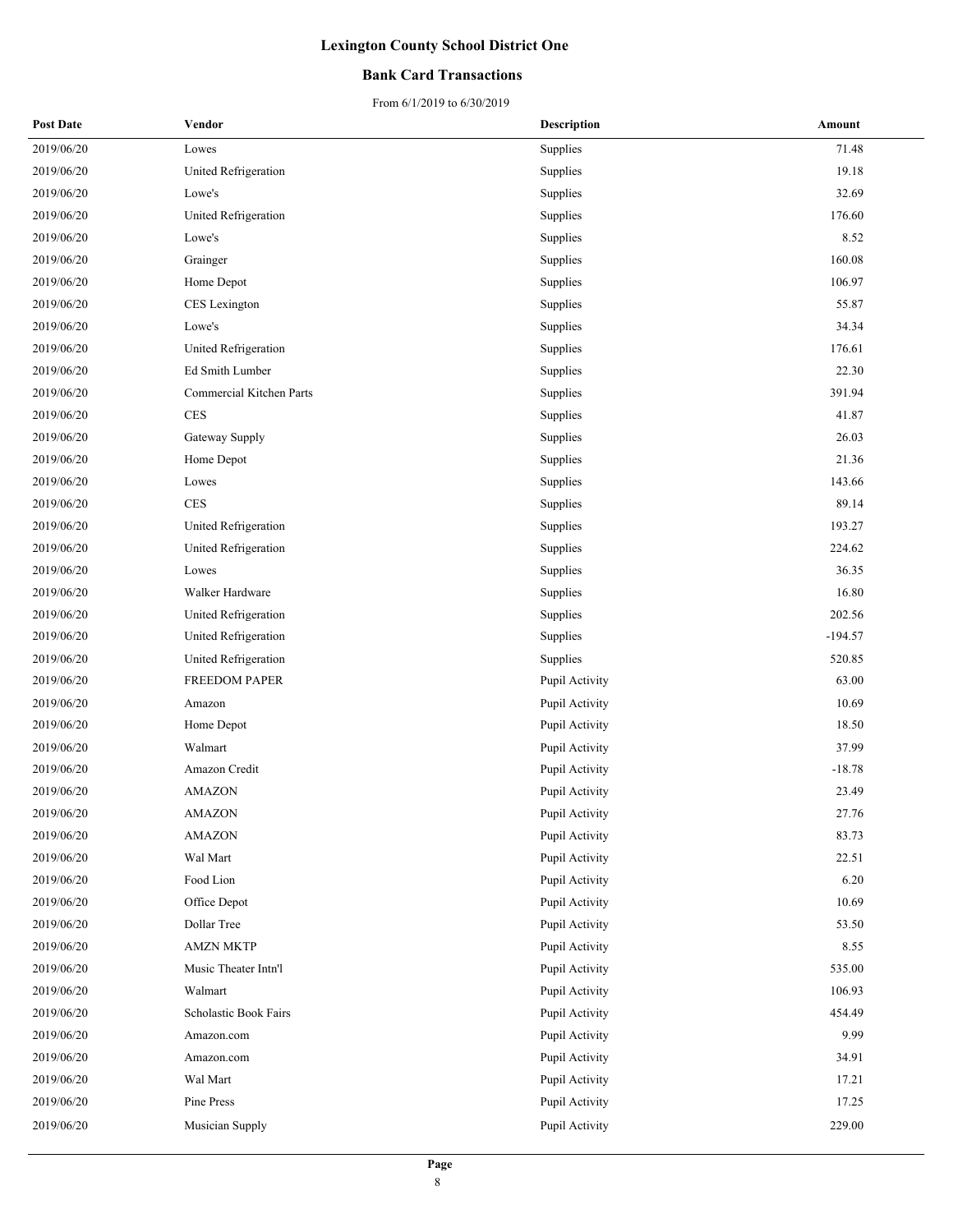# Lexington County School District One

## Bank Card Transactions

From 6/1/2019 to 6/30/2019

| Post Date | Vendor | Description | Amount |
|---|---|---|---|
| 2019/06/20 | Lowes | Supplies | 71.48 |
| 2019/06/20 | United Refrigeration | Supplies | 19.18 |
| 2019/06/20 | Lowe's | Supplies | 32.69 |
| 2019/06/20 | United Refrigeration | Supplies | 176.60 |
| 2019/06/20 | Lowe's | Supplies | 8.52 |
| 2019/06/20 | Grainger | Supplies | 160.08 |
| 2019/06/20 | Home Depot | Supplies | 106.97 |
| 2019/06/20 | CES Lexington | Supplies | 55.87 |
| 2019/06/20 | Lowe's | Supplies | 34.34 |
| 2019/06/20 | United Refrigeration | Supplies | 176.61 |
| 2019/06/20 | Ed Smith Lumber | Supplies | 22.30 |
| 2019/06/20 | Commercial Kitchen Parts | Supplies | 391.94 |
| 2019/06/20 | CES | Supplies | 41.87 |
| 2019/06/20 | Gateway Supply | Supplies | 26.03 |
| 2019/06/20 | Home Depot | Supplies | 21.36 |
| 2019/06/20 | Lowes | Supplies | 143.66 |
| 2019/06/20 | CES | Supplies | 89.14 |
| 2019/06/20 | United Refrigeration | Supplies | 193.27 |
| 2019/06/20 | United Refrigeration | Supplies | 224.62 |
| 2019/06/20 | Lowes | Supplies | 36.35 |
| 2019/06/20 | Walker Hardware | Supplies | 16.80 |
| 2019/06/20 | United Refrigeration | Supplies | 202.56 |
| 2019/06/20 | United Refrigeration | Supplies | -194.57 |
| 2019/06/20 | United Refrigeration | Supplies | 520.85 |
| 2019/06/20 | FREEDOM PAPER | Pupil Activity | 63.00 |
| 2019/06/20 | Amazon | Pupil Activity | 10.69 |
| 2019/06/20 | Home Depot | Pupil Activity | 18.50 |
| 2019/06/20 | Walmart | Pupil Activity | 37.99 |
| 2019/06/20 | Amazon Credit | Pupil Activity | -18.78 |
| 2019/06/20 | AMAZON | Pupil Activity | 23.49 |
| 2019/06/20 | AMAZON | Pupil Activity | 27.76 |
| 2019/06/20 | AMAZON | Pupil Activity | 83.73 |
| 2019/06/20 | Wal Mart | Pupil Activity | 22.51 |
| 2019/06/20 | Food Lion | Pupil Activity | 6.20 |
| 2019/06/20 | Office Depot | Pupil Activity | 10.69 |
| 2019/06/20 | Dollar Tree | Pupil Activity | 53.50 |
| 2019/06/20 | AMZN MKTP | Pupil Activity | 8.55 |
| 2019/06/20 | Music Theater Intn'l | Pupil Activity | 535.00 |
| 2019/06/20 | Walmart | Pupil Activity | 106.93 |
| 2019/06/20 | Scholastic Book Fairs | Pupil Activity | 454.49 |
| 2019/06/20 | Amazon.com | Pupil Activity | 9.99 |
| 2019/06/20 | Amazon.com | Pupil Activity | 34.91 |
| 2019/06/20 | Wal Mart | Pupil Activity | 17.21 |
| 2019/06/20 | Pine Press | Pupil Activity | 17.25 |
| 2019/06/20 | Musician Supply | Pupil Activity | 229.00 |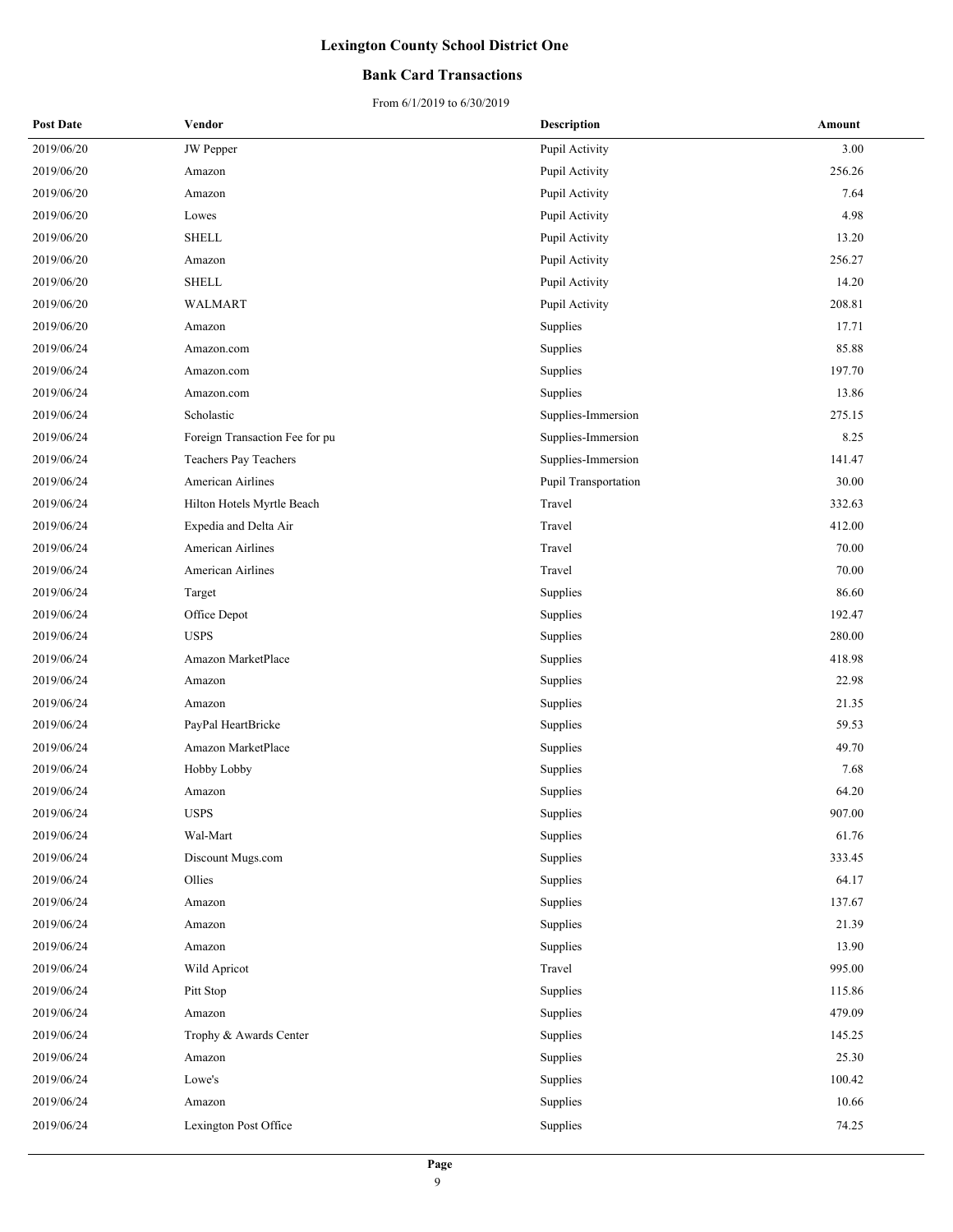# Lexington County School District One

## Bank Card Transactions

From 6/1/2019 to 6/30/2019

| Post Date | Vendor | Description | Amount |
|---|---|---|---|
| 2019/06/20 | JW Pepper | Pupil Activity | 3.00 |
| 2019/06/20 | Amazon | Pupil Activity | 256.26 |
| 2019/06/20 | Amazon | Pupil Activity | 7.64 |
| 2019/06/20 | Lowes | Pupil Activity | 4.98 |
| 2019/06/20 | SHELL | Pupil Activity | 13.20 |
| 2019/06/20 | Amazon | Pupil Activity | 256.27 |
| 2019/06/20 | SHELL | Pupil Activity | 14.20 |
| 2019/06/20 | WALMART | Pupil Activity | 208.81 |
| 2019/06/20 | Amazon | Supplies | 17.71 |
| 2019/06/24 | Amazon.com | Supplies | 85.88 |
| 2019/06/24 | Amazon.com | Supplies | 197.70 |
| 2019/06/24 | Amazon.com | Supplies | 13.86 |
| 2019/06/24 | Scholastic | Supplies-Immersion | 275.15 |
| 2019/06/24 | Foreign Transaction Fee for pu | Supplies-Immersion | 8.25 |
| 2019/06/24 | Teachers Pay Teachers | Supplies-Immersion | 141.47 |
| 2019/06/24 | American Airlines | Pupil Transportation | 30.00 |
| 2019/06/24 | Hilton Hotels Myrtle Beach | Travel | 332.63 |
| 2019/06/24 | Expedia and Delta Air | Travel | 412.00 |
| 2019/06/24 | American Airlines | Travel | 70.00 |
| 2019/06/24 | American Airlines | Travel | 70.00 |
| 2019/06/24 | Target | Supplies | 86.60 |
| 2019/06/24 | Office Depot | Supplies | 192.47 |
| 2019/06/24 | USPS | Supplies | 280.00 |
| 2019/06/24 | Amazon MarketPlace | Supplies | 418.98 |
| 2019/06/24 | Amazon | Supplies | 22.98 |
| 2019/06/24 | Amazon | Supplies | 21.35 |
| 2019/06/24 | PayPal HeartBricke | Supplies | 59.53 |
| 2019/06/24 | Amazon MarketPlace | Supplies | 49.70 |
| 2019/06/24 | Hobby Lobby | Supplies | 7.68 |
| 2019/06/24 | Amazon | Supplies | 64.20 |
| 2019/06/24 | USPS | Supplies | 907.00 |
| 2019/06/24 | Wal-Mart | Supplies | 61.76 |
| 2019/06/24 | Discount Mugs.com | Supplies | 333.45 |
| 2019/06/24 | Ollies | Supplies | 64.17 |
| 2019/06/24 | Amazon | Supplies | 137.67 |
| 2019/06/24 | Amazon | Supplies | 21.39 |
| 2019/06/24 | Amazon | Supplies | 13.90 |
| 2019/06/24 | Wild Apricot | Travel | 995.00 |
| 2019/06/24 | Pitt Stop | Supplies | 115.86 |
| 2019/06/24 | Amazon | Supplies | 479.09 |
| 2019/06/24 | Trophy & Awards Center | Supplies | 145.25 |
| 2019/06/24 | Amazon | Supplies | 25.30 |
| 2019/06/24 | Lowe's | Supplies | 100.42 |
| 2019/06/24 | Amazon | Supplies | 10.66 |
| 2019/06/24 | Lexington Post Office | Supplies | 74.25 |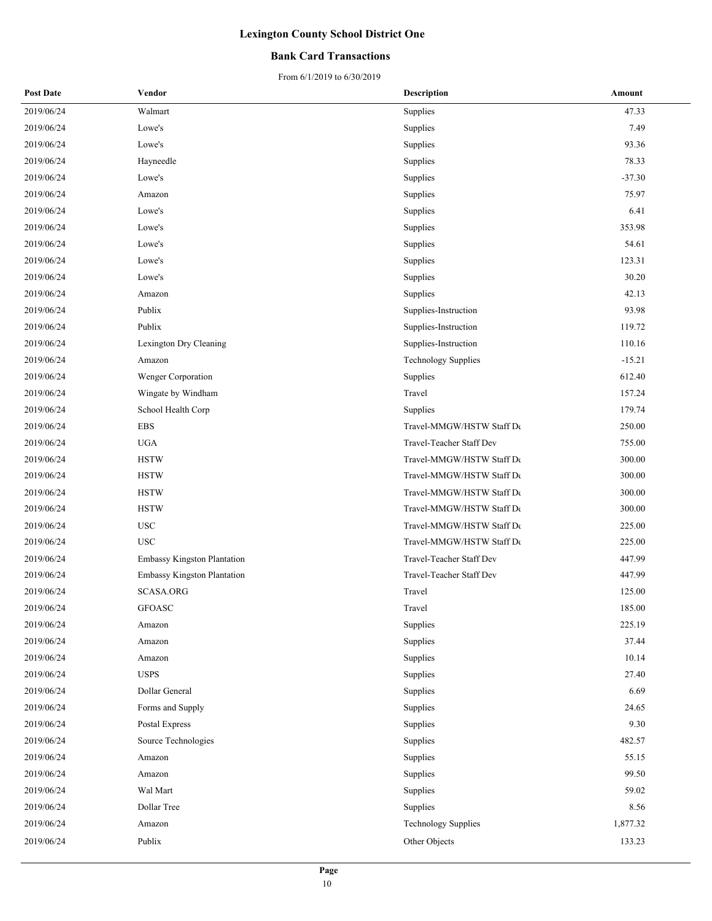# Lexington County School District One

## Bank Card Transactions

From 6/1/2019 to 6/30/2019

| Post Date | Vendor | Description | Amount |
|---|---|---|---|
| 2019/06/24 | Walmart | Supplies | 47.33 |
| 2019/06/24 | Lowe's | Supplies | 7.49 |
| 2019/06/24 | Lowe's | Supplies | 93.36 |
| 2019/06/24 | Hayneedle | Supplies | 78.33 |
| 2019/06/24 | Lowe's | Supplies | -37.30 |
| 2019/06/24 | Amazon | Supplies | 75.97 |
| 2019/06/24 | Lowe's | Supplies | 6.41 |
| 2019/06/24 | Lowe's | Supplies | 353.98 |
| 2019/06/24 | Lowe's | Supplies | 54.61 |
| 2019/06/24 | Lowe's | Supplies | 123.31 |
| 2019/06/24 | Lowe's | Supplies | 30.20 |
| 2019/06/24 | Amazon | Supplies | 42.13 |
| 2019/06/24 | Publix | Supplies-Instruction | 93.98 |
| 2019/06/24 | Publix | Supplies-Instruction | 119.72 |
| 2019/06/24 | Lexington Dry Cleaning | Supplies-Instruction | 110.16 |
| 2019/06/24 | Amazon | Technology Supplies | -15.21 |
| 2019/06/24 | Wenger Corporation | Supplies | 612.40 |
| 2019/06/24 | Wingate by Windham | Travel | 157.24 |
| 2019/06/24 | School Health Corp | Supplies | 179.74 |
| 2019/06/24 | EBS | Travel-MMGW/HSTW Staff De | 250.00 |
| 2019/06/24 | UGA | Travel-Teacher Staff Dev | 755.00 |
| 2019/06/24 | HSTW | Travel-MMGW/HSTW Staff De | 300.00 |
| 2019/06/24 | HSTW | Travel-MMGW/HSTW Staff De | 300.00 |
| 2019/06/24 | HSTW | Travel-MMGW/HSTW Staff De | 300.00 |
| 2019/06/24 | HSTW | Travel-MMGW/HSTW Staff De | 300.00 |
| 2019/06/24 | USC | Travel-MMGW/HSTW Staff De | 225.00 |
| 2019/06/24 | USC | Travel-MMGW/HSTW Staff De | 225.00 |
| 2019/06/24 | Embassy Kingston Plantation | Travel-Teacher Staff Dev | 447.99 |
| 2019/06/24 | Embassy Kingston Plantation | Travel-Teacher Staff Dev | 447.99 |
| 2019/06/24 | SCASA.ORG | Travel | 125.00 |
| 2019/06/24 | GFOASC | Travel | 185.00 |
| 2019/06/24 | Amazon | Supplies | 225.19 |
| 2019/06/24 | Amazon | Supplies | 37.44 |
| 2019/06/24 | Amazon | Supplies | 10.14 |
| 2019/06/24 | USPS | Supplies | 27.40 |
| 2019/06/24 | Dollar General | Supplies | 6.69 |
| 2019/06/24 | Forms and Supply | Supplies | 24.65 |
| 2019/06/24 | Postal Express | Supplies | 9.30 |
| 2019/06/24 | Source Technologies | Supplies | 482.57 |
| 2019/06/24 | Amazon | Supplies | 55.15 |
| 2019/06/24 | Amazon | Supplies | 99.50 |
| 2019/06/24 | Wal Mart | Supplies | 59.02 |
| 2019/06/24 | Dollar Tree | Supplies | 8.56 |
| 2019/06/24 | Amazon | Technology Supplies | 1,877.32 |
| 2019/06/24 | Publix | Other Objects | 133.23 |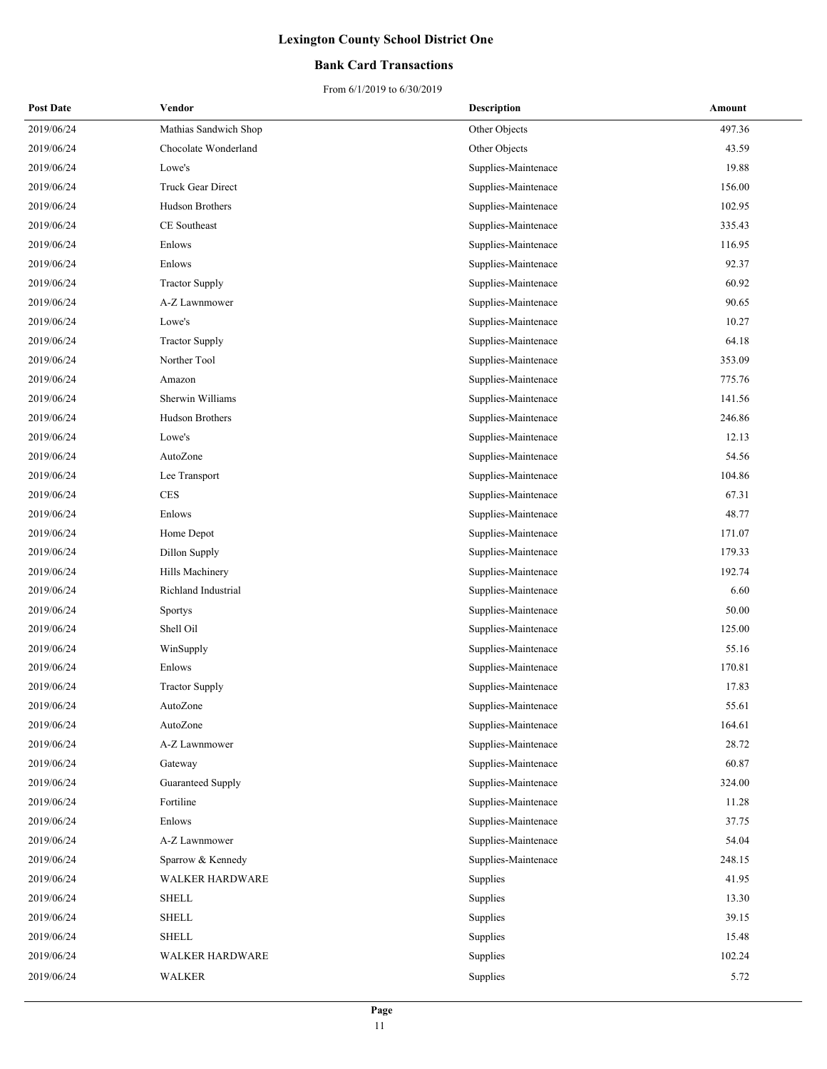# Lexington County School District One

## Bank Card Transactions

From 6/1/2019 to 6/30/2019

| Post Date | Vendor | Description | Amount |
|---|---|---|---|
| 2019/06/24 | Mathias Sandwich Shop | Other Objects | 497.36 |
| 2019/06/24 | Chocolate Wonderland | Other Objects | 43.59 |
| 2019/06/24 | Lowe's | Supplies-Maintenace | 19.88 |
| 2019/06/24 | Truck Gear Direct | Supplies-Maintenace | 156.00 |
| 2019/06/24 | Hudson Brothers | Supplies-Maintenace | 102.95 |
| 2019/06/24 | CE Southeast | Supplies-Maintenace | 335.43 |
| 2019/06/24 | Enlows | Supplies-Maintenace | 116.95 |
| 2019/06/24 | Enlows | Supplies-Maintenace | 92.37 |
| 2019/06/24 | Tractor Supply | Supplies-Maintenace | 60.92 |
| 2019/06/24 | A-Z Lawnmower | Supplies-Maintenace | 90.65 |
| 2019/06/24 | Lowe's | Supplies-Maintenace | 10.27 |
| 2019/06/24 | Tractor Supply | Supplies-Maintenace | 64.18 |
| 2019/06/24 | Norther Tool | Supplies-Maintenace | 353.09 |
| 2019/06/24 | Amazon | Supplies-Maintenace | 775.76 |
| 2019/06/24 | Sherwin Williams | Supplies-Maintenace | 141.56 |
| 2019/06/24 | Hudson Brothers | Supplies-Maintenace | 246.86 |
| 2019/06/24 | Lowe's | Supplies-Maintenace | 12.13 |
| 2019/06/24 | AutoZone | Supplies-Maintenace | 54.56 |
| 2019/06/24 | Lee Transport | Supplies-Maintenace | 104.86 |
| 2019/06/24 | CES | Supplies-Maintenace | 67.31 |
| 2019/06/24 | Enlows | Supplies-Maintenace | 48.77 |
| 2019/06/24 | Home Depot | Supplies-Maintenace | 171.07 |
| 2019/06/24 | Dillon Supply | Supplies-Maintenace | 179.33 |
| 2019/06/24 | Hills Machinery | Supplies-Maintenace | 192.74 |
| 2019/06/24 | Richland Industrial | Supplies-Maintenace | 6.60 |
| 2019/06/24 | Sportys | Supplies-Maintenace | 50.00 |
| 2019/06/24 | Shell Oil | Supplies-Maintenace | 125.00 |
| 2019/06/24 | WinSupply | Supplies-Maintenace | 55.16 |
| 2019/06/24 | Enlows | Supplies-Maintenace | 170.81 |
| 2019/06/24 | Tractor Supply | Supplies-Maintenace | 17.83 |
| 2019/06/24 | AutoZone | Supplies-Maintenace | 55.61 |
| 2019/06/24 | AutoZone | Supplies-Maintenace | 164.61 |
| 2019/06/24 | A-Z Lawnmower | Supplies-Maintenace | 28.72 |
| 2019/06/24 | Gateway | Supplies-Maintenace | 60.87 |
| 2019/06/24 | Guaranteed Supply | Supplies-Maintenace | 324.00 |
| 2019/06/24 | Fortiline | Supplies-Maintenace | 11.28 |
| 2019/06/24 | Enlows | Supplies-Maintenace | 37.75 |
| 2019/06/24 | A-Z Lawnmower | Supplies-Maintenace | 54.04 |
| 2019/06/24 | Sparrow & Kennedy | Supplies-Maintenace | 248.15 |
| 2019/06/24 | WALKER HARDWARE | Supplies | 41.95 |
| 2019/06/24 | SHELL | Supplies | 13.30 |
| 2019/06/24 | SHELL | Supplies | 39.15 |
| 2019/06/24 | SHELL | Supplies | 15.48 |
| 2019/06/24 | WALKER HARDWARE | Supplies | 102.24 |
| 2019/06/24 | WALKER | Supplies | 5.72 |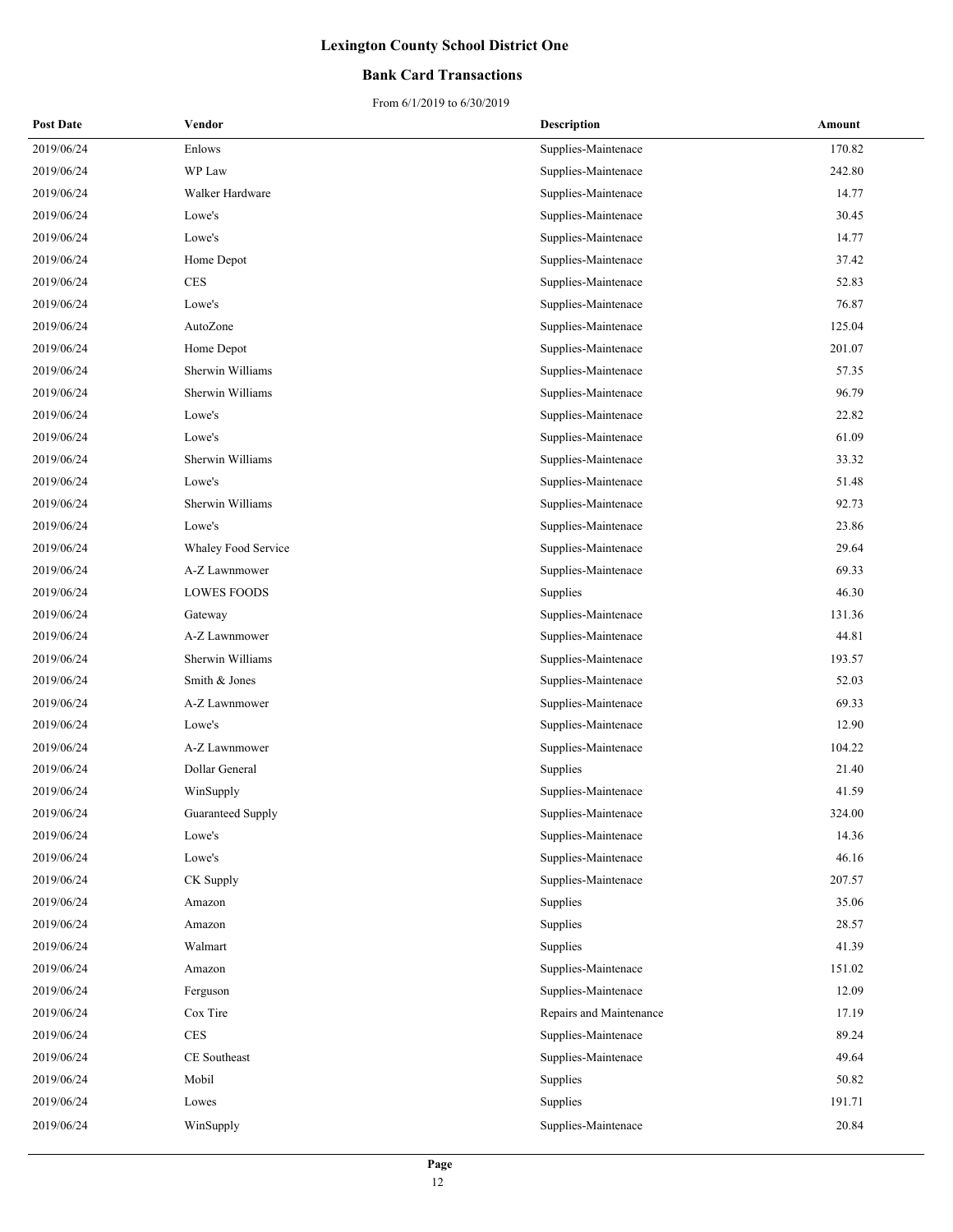# Lexington County School District One

## Bank Card Transactions

From 6/1/2019 to 6/30/2019

| Post Date | Vendor | Description | Amount |
|---|---|---|---|
| 2019/06/24 | Enlows | Supplies-Maintenace | 170.82 |
| 2019/06/24 | WP Law | Supplies-Maintenace | 242.80 |
| 2019/06/24 | Walker Hardware | Supplies-Maintenace | 14.77 |
| 2019/06/24 | Lowe's | Supplies-Maintenace | 30.45 |
| 2019/06/24 | Lowe's | Supplies-Maintenace | 14.77 |
| 2019/06/24 | Home Depot | Supplies-Maintenace | 37.42 |
| 2019/06/24 | CES | Supplies-Maintenace | 52.83 |
| 2019/06/24 | Lowe's | Supplies-Maintenace | 76.87 |
| 2019/06/24 | AutoZone | Supplies-Maintenace | 125.04 |
| 2019/06/24 | Home Depot | Supplies-Maintenace | 201.07 |
| 2019/06/24 | Sherwin Williams | Supplies-Maintenace | 57.35 |
| 2019/06/24 | Sherwin Williams | Supplies-Maintenace | 96.79 |
| 2019/06/24 | Lowe's | Supplies-Maintenace | 22.82 |
| 2019/06/24 | Lowe's | Supplies-Maintenace | 61.09 |
| 2019/06/24 | Sherwin Williams | Supplies-Maintenace | 33.32 |
| 2019/06/24 | Lowe's | Supplies-Maintenace | 51.48 |
| 2019/06/24 | Sherwin Williams | Supplies-Maintenace | 92.73 |
| 2019/06/24 | Lowe's | Supplies-Maintenace | 23.86 |
| 2019/06/24 | Whaley Food Service | Supplies-Maintenace | 29.64 |
| 2019/06/24 | A-Z Lawnmower | Supplies-Maintenace | 69.33 |
| 2019/06/24 | LOWES FOODS | Supplies | 46.30 |
| 2019/06/24 | Gateway | Supplies-Maintenace | 131.36 |
| 2019/06/24 | A-Z Lawnmower | Supplies-Maintenace | 44.81 |
| 2019/06/24 | Sherwin Williams | Supplies-Maintenace | 193.57 |
| 2019/06/24 | Smith & Jones | Supplies-Maintenace | 52.03 |
| 2019/06/24 | A-Z Lawnmower | Supplies-Maintenace | 69.33 |
| 2019/06/24 | Lowe's | Supplies-Maintenace | 12.90 |
| 2019/06/24 | A-Z Lawnmower | Supplies-Maintenace | 104.22 |
| 2019/06/24 | Dollar General | Supplies | 21.40 |
| 2019/06/24 | WinSupply | Supplies-Maintenace | 41.59 |
| 2019/06/24 | Guaranteed Supply | Supplies-Maintenace | 324.00 |
| 2019/06/24 | Lowe's | Supplies-Maintenace | 14.36 |
| 2019/06/24 | Lowe's | Supplies-Maintenace | 46.16 |
| 2019/06/24 | CK Supply | Supplies-Maintenace | 207.57 |
| 2019/06/24 | Amazon | Supplies | 35.06 |
| 2019/06/24 | Amazon | Supplies | 28.57 |
| 2019/06/24 | Walmart | Supplies | 41.39 |
| 2019/06/24 | Amazon | Supplies-Maintenace | 151.02 |
| 2019/06/24 | Ferguson | Supplies-Maintenace | 12.09 |
| 2019/06/24 | Cox Tire | Repairs and Maintenance | 17.19 |
| 2019/06/24 | CES | Supplies-Maintenace | 89.24 |
| 2019/06/24 | CE Southeast | Supplies-Maintenace | 49.64 |
| 2019/06/24 | Mobil | Supplies | 50.82 |
| 2019/06/24 | Lowes | Supplies | 191.71 |
| 2019/06/24 | WinSupply | Supplies-Maintenace | 20.84 |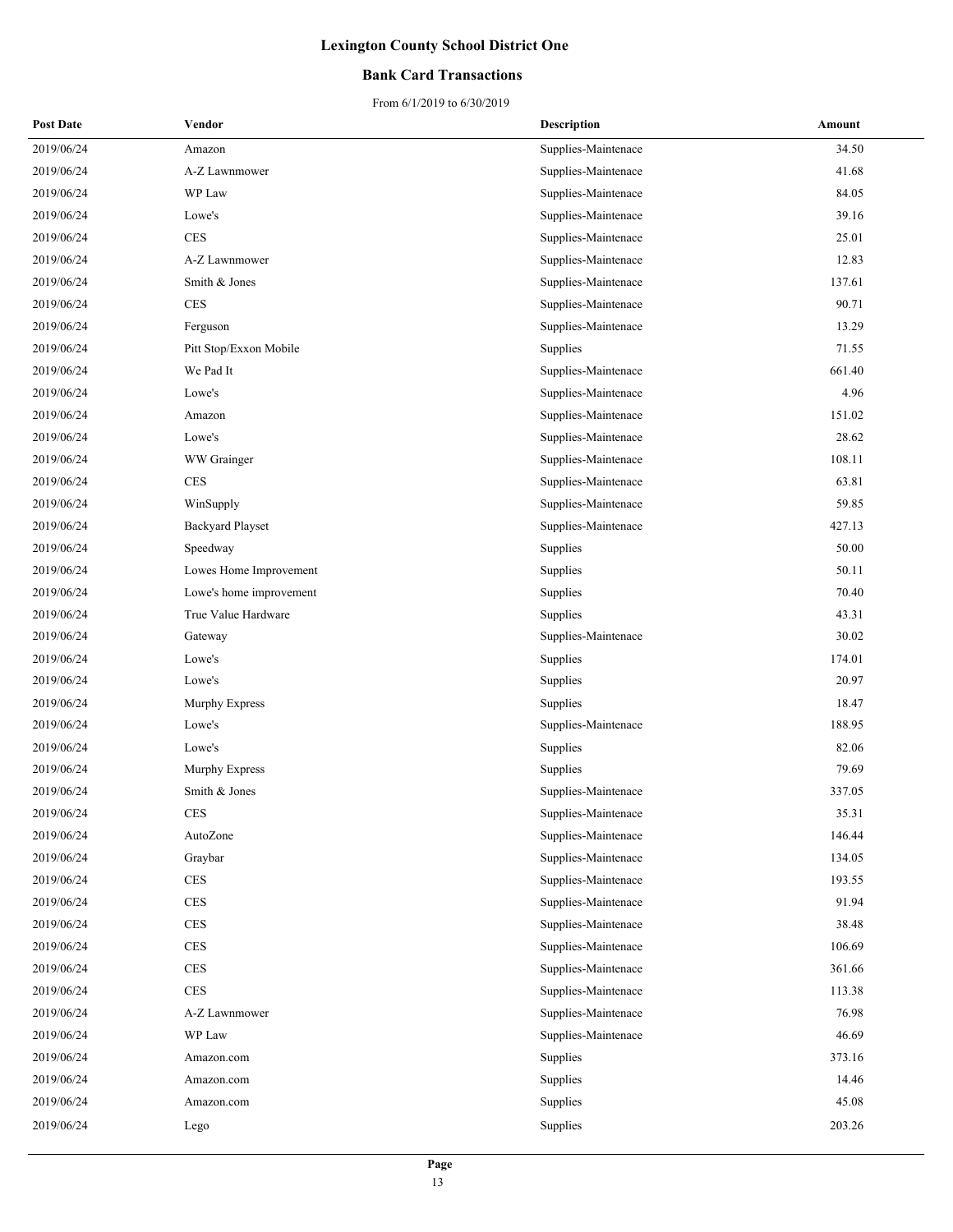# Lexington County School District One

## Bank Card Transactions

From 6/1/2019 to 6/30/2019

| Post Date | Vendor | Description | Amount |
|---|---|---|---|
| 2019/06/24 | Amazon | Supplies-Maintenace | 34.50 |
| 2019/06/24 | A-Z Lawnmower | Supplies-Maintenace | 41.68 |
| 2019/06/24 | WP Law | Supplies-Maintenace | 84.05 |
| 2019/06/24 | Lowe's | Supplies-Maintenace | 39.16 |
| 2019/06/24 | CES | Supplies-Maintenace | 25.01 |
| 2019/06/24 | A-Z Lawnmower | Supplies-Maintenace | 12.83 |
| 2019/06/24 | Smith & Jones | Supplies-Maintenace | 137.61 |
| 2019/06/24 | CES | Supplies-Maintenace | 90.71 |
| 2019/06/24 | Ferguson | Supplies-Maintenace | 13.29 |
| 2019/06/24 | Pitt Stop/Exxon Mobile | Supplies | 71.55 |
| 2019/06/24 | We Pad It | Supplies-Maintenace | 661.40 |
| 2019/06/24 | Lowe's | Supplies-Maintenace | 4.96 |
| 2019/06/24 | Amazon | Supplies-Maintenace | 151.02 |
| 2019/06/24 | Lowe's | Supplies-Maintenace | 28.62 |
| 2019/06/24 | WW Grainger | Supplies-Maintenace | 108.11 |
| 2019/06/24 | CES | Supplies-Maintenace | 63.81 |
| 2019/06/24 | WinSupply | Supplies-Maintenace | 59.85 |
| 2019/06/24 | Backyard Playset | Supplies-Maintenace | 427.13 |
| 2019/06/24 | Speedway | Supplies | 50.00 |
| 2019/06/24 | Lowes Home Improvement | Supplies | 50.11 |
| 2019/06/24 | Lowe's home improvement | Supplies | 70.40 |
| 2019/06/24 | True Value Hardware | Supplies | 43.31 |
| 2019/06/24 | Gateway | Supplies-Maintenace | 30.02 |
| 2019/06/24 | Lowe's | Supplies | 174.01 |
| 2019/06/24 | Lowe's | Supplies | 20.97 |
| 2019/06/24 | Murphy Express | Supplies | 18.47 |
| 2019/06/24 | Lowe's | Supplies-Maintenace | 188.95 |
| 2019/06/24 | Lowe's | Supplies | 82.06 |
| 2019/06/24 | Murphy Express | Supplies | 79.69 |
| 2019/06/24 | Smith & Jones | Supplies-Maintenace | 337.05 |
| 2019/06/24 | CES | Supplies-Maintenace | 35.31 |
| 2019/06/24 | AutoZone | Supplies-Maintenace | 146.44 |
| 2019/06/24 | Graybar | Supplies-Maintenace | 134.05 |
| 2019/06/24 | CES | Supplies-Maintenace | 193.55 |
| 2019/06/24 | CES | Supplies-Maintenace | 91.94 |
| 2019/06/24 | CES | Supplies-Maintenace | 38.48 |
| 2019/06/24 | CES | Supplies-Maintenace | 106.69 |
| 2019/06/24 | CES | Supplies-Maintenace | 361.66 |
| 2019/06/24 | CES | Supplies-Maintenace | 113.38 |
| 2019/06/24 | A-Z Lawnmower | Supplies-Maintenace | 76.98 |
| 2019/06/24 | WP Law | Supplies-Maintenace | 46.69 |
| 2019/06/24 | Amazon.com | Supplies | 373.16 |
| 2019/06/24 | Amazon.com | Supplies | 14.46 |
| 2019/06/24 | Amazon.com | Supplies | 45.08 |
| 2019/06/24 | Lego | Supplies | 203.26 |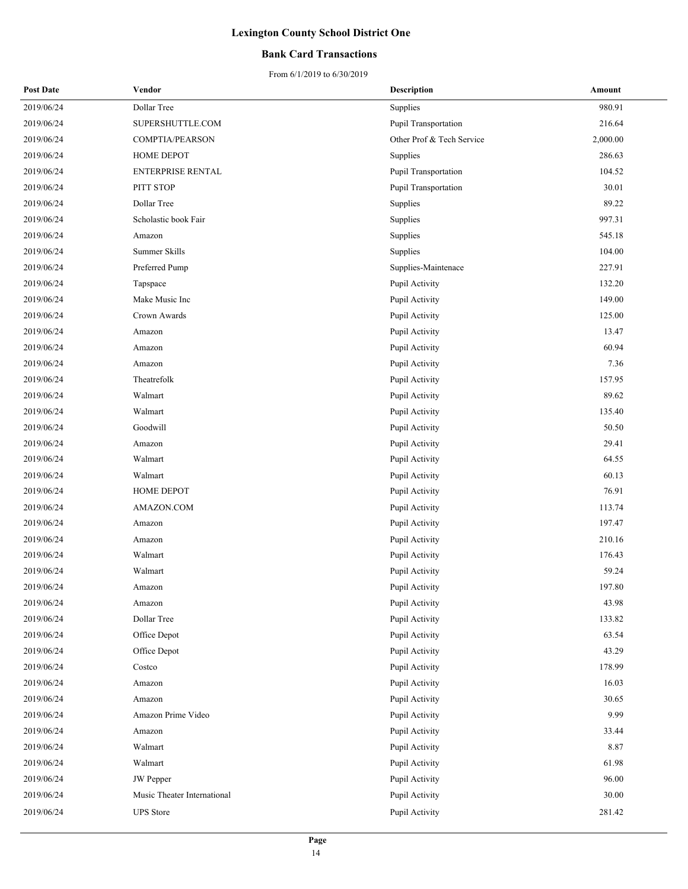# Lexington County School District One

## Bank Card Transactions

From 6/1/2019 to 6/30/2019

| Post Date | Vendor | Description | Amount |
|---|---|---|---|
| 2019/06/24 | Dollar Tree | Supplies | 980.91 |
| 2019/06/24 | SUPERSHUTTLE.COM | Pupil Transportation | 216.64 |
| 2019/06/24 | COMPTIA/PEARSON | Other Prof & Tech Service | 2,000.00 |
| 2019/06/24 | HOME DEPOT | Supplies | 286.63 |
| 2019/06/24 | ENTERPRISE RENTAL | Pupil Transportation | 104.52 |
| 2019/06/24 | PITT STOP | Pupil Transportation | 30.01 |
| 2019/06/24 | Dollar Tree | Supplies | 89.22 |
| 2019/06/24 | Scholastic book Fair | Supplies | 997.31 |
| 2019/06/24 | Amazon | Supplies | 545.18 |
| 2019/06/24 | Summer Skills | Supplies | 104.00 |
| 2019/06/24 | Preferred Pump | Supplies-Maintenace | 227.91 |
| 2019/06/24 | Tapspace | Pupil Activity | 132.20 |
| 2019/06/24 | Make Music Inc | Pupil Activity | 149.00 |
| 2019/06/24 | Crown Awards | Pupil Activity | 125.00 |
| 2019/06/24 | Amazon | Pupil Activity | 13.47 |
| 2019/06/24 | Amazon | Pupil Activity | 60.94 |
| 2019/06/24 | Amazon | Pupil Activity | 7.36 |
| 2019/06/24 | Theatrefolk | Pupil Activity | 157.95 |
| 2019/06/24 | Walmart | Pupil Activity | 89.62 |
| 2019/06/24 | Walmart | Pupil Activity | 135.40 |
| 2019/06/24 | Goodwill | Pupil Activity | 50.50 |
| 2019/06/24 | Amazon | Pupil Activity | 29.41 |
| 2019/06/24 | Walmart | Pupil Activity | 64.55 |
| 2019/06/24 | Walmart | Pupil Activity | 60.13 |
| 2019/06/24 | HOME DEPOT | Pupil Activity | 76.91 |
| 2019/06/24 | AMAZON.COM | Pupil Activity | 113.74 |
| 2019/06/24 | Amazon | Pupil Activity | 197.47 |
| 2019/06/24 | Amazon | Pupil Activity | 210.16 |
| 2019/06/24 | Walmart | Pupil Activity | 176.43 |
| 2019/06/24 | Walmart | Pupil Activity | 59.24 |
| 2019/06/24 | Amazon | Pupil Activity | 197.80 |
| 2019/06/24 | Amazon | Pupil Activity | 43.98 |
| 2019/06/24 | Dollar Tree | Pupil Activity | 133.82 |
| 2019/06/24 | Office Depot | Pupil Activity | 63.54 |
| 2019/06/24 | Office Depot | Pupil Activity | 43.29 |
| 2019/06/24 | Costco | Pupil Activity | 178.99 |
| 2019/06/24 | Amazon | Pupil Activity | 16.03 |
| 2019/06/24 | Amazon | Pupil Activity | 30.65 |
| 2019/06/24 | Amazon Prime Video | Pupil Activity | 9.99 |
| 2019/06/24 | Amazon | Pupil Activity | 33.44 |
| 2019/06/24 | Walmart | Pupil Activity | 8.87 |
| 2019/06/24 | Walmart | Pupil Activity | 61.98 |
| 2019/06/24 | JW Pepper | Pupil Activity | 96.00 |
| 2019/06/24 | Music Theater International | Pupil Activity | 30.00 |
| 2019/06/24 | UPS Store | Pupil Activity | 281.42 |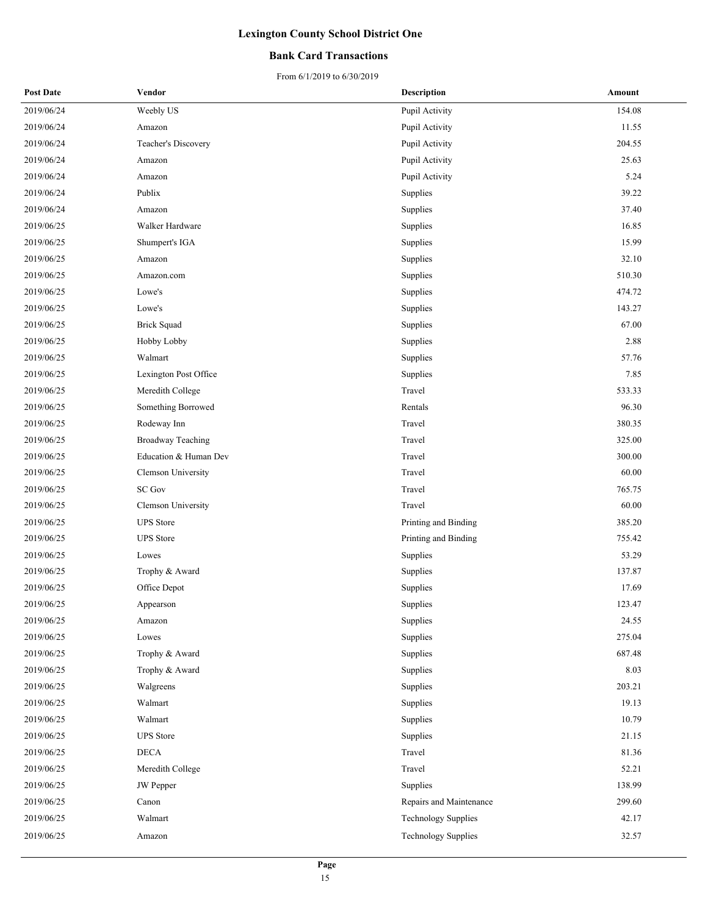# Lexington County School District One

## Bank Card Transactions

From 6/1/2019 to 6/30/2019

| Post Date | Vendor | Description | Amount |
|---|---|---|---|
| 2019/06/24 | Weebly US | Pupil Activity | 154.08 |
| 2019/06/24 | Amazon | Pupil Activity | 11.55 |
| 2019/06/24 | Teacher's Discovery | Pupil Activity | 204.55 |
| 2019/06/24 | Amazon | Pupil Activity | 25.63 |
| 2019/06/24 | Amazon | Pupil Activity | 5.24 |
| 2019/06/24 | Publix | Supplies | 39.22 |
| 2019/06/24 | Amazon | Supplies | 37.40 |
| 2019/06/25 | Walker Hardware | Supplies | 16.85 |
| 2019/06/25 | Shumpert's IGA | Supplies | 15.99 |
| 2019/06/25 | Amazon | Supplies | 32.10 |
| 2019/06/25 | Amazon.com | Supplies | 510.30 |
| 2019/06/25 | Lowe's | Supplies | 474.72 |
| 2019/06/25 | Lowe's | Supplies | 143.27 |
| 2019/06/25 | Brick Squad | Supplies | 67.00 |
| 2019/06/25 | Hobby Lobby | Supplies | 2.88 |
| 2019/06/25 | Walmart | Supplies | 57.76 |
| 2019/06/25 | Lexington Post Office | Supplies | 7.85 |
| 2019/06/25 | Meredith College | Travel | 533.33 |
| 2019/06/25 | Something Borrowed | Rentals | 96.30 |
| 2019/06/25 | Rodeway Inn | Travel | 380.35 |
| 2019/06/25 | Broadway Teaching | Travel | 325.00 |
| 2019/06/25 | Education & Human Dev | Travel | 300.00 |
| 2019/06/25 | Clemson University | Travel | 60.00 |
| 2019/06/25 | SC Gov | Travel | 765.75 |
| 2019/06/25 | Clemson University | Travel | 60.00 |
| 2019/06/25 | UPS Store | Printing and Binding | 385.20 |
| 2019/06/25 | UPS Store | Printing and Binding | 755.42 |
| 2019/06/25 | Lowes | Supplies | 53.29 |
| 2019/06/25 | Trophy & Award | Supplies | 137.87 |
| 2019/06/25 | Office Depot | Supplies | 17.69 |
| 2019/06/25 | Appearson | Supplies | 123.47 |
| 2019/06/25 | Amazon | Supplies | 24.55 |
| 2019/06/25 | Lowes | Supplies | 275.04 |
| 2019/06/25 | Trophy & Award | Supplies | 687.48 |
| 2019/06/25 | Trophy & Award | Supplies | 8.03 |
| 2019/06/25 | Walgreens | Supplies | 203.21 |
| 2019/06/25 | Walmart | Supplies | 19.13 |
| 2019/06/25 | Walmart | Supplies | 10.79 |
| 2019/06/25 | UPS Store | Supplies | 21.15 |
| 2019/06/25 | DECA | Travel | 81.36 |
| 2019/06/25 | Meredith College | Travel | 52.21 |
| 2019/06/25 | JW Pepper | Supplies | 138.99 |
| 2019/06/25 | Canon | Repairs and Maintenance | 299.60 |
| 2019/06/25 | Walmart | Technology Supplies | 42.17 |
| 2019/06/25 | Amazon | Technology Supplies | 32.57 |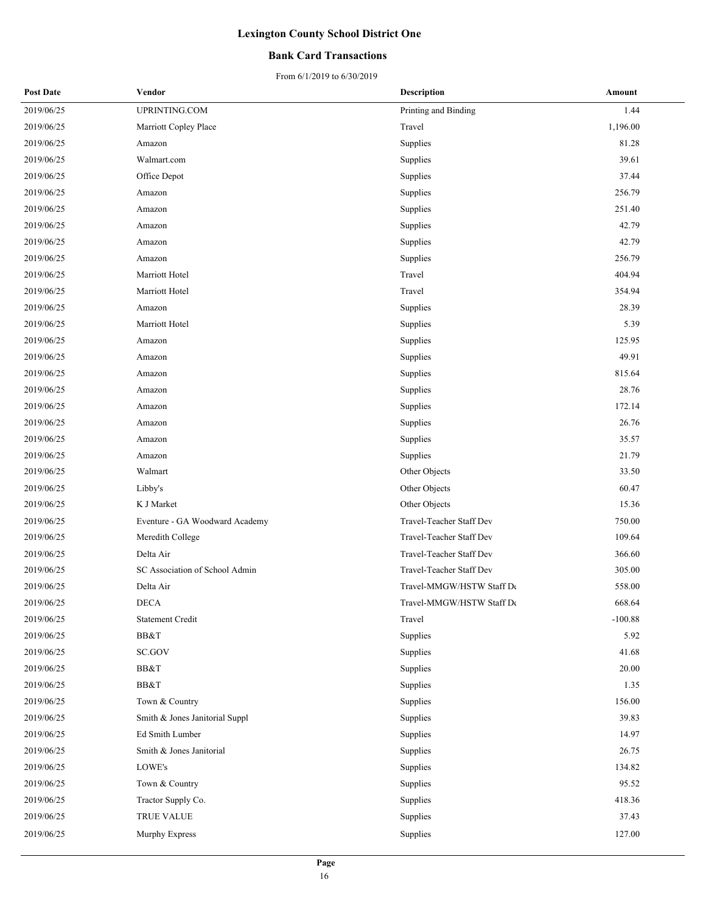# Lexington County School District One

## Bank Card Transactions

From 6/1/2019 to 6/30/2019

| Post Date | Vendor | Description | Amount |
|---|---|---|---|
| 2019/06/25 | UPRINTING.COM | Printing and Binding | 1.44 |
| 2019/06/25 | Marriott Copley Place | Travel | 1,196.00 |
| 2019/06/25 | Amazon | Supplies | 81.28 |
| 2019/06/25 | Walmart.com | Supplies | 39.61 |
| 2019/06/25 | Office Depot | Supplies | 37.44 |
| 2019/06/25 | Amazon | Supplies | 256.79 |
| 2019/06/25 | Amazon | Supplies | 251.40 |
| 2019/06/25 | Amazon | Supplies | 42.79 |
| 2019/06/25 | Amazon | Supplies | 42.79 |
| 2019/06/25 | Amazon | Supplies | 256.79 |
| 2019/06/25 | Marriott Hotel | Travel | 404.94 |
| 2019/06/25 | Marriott Hotel | Travel | 354.94 |
| 2019/06/25 | Amazon | Supplies | 28.39 |
| 2019/06/25 | Marriott Hotel | Supplies | 5.39 |
| 2019/06/25 | Amazon | Supplies | 125.95 |
| 2019/06/25 | Amazon | Supplies | 49.91 |
| 2019/06/25 | Amazon | Supplies | 815.64 |
| 2019/06/25 | Amazon | Supplies | 28.76 |
| 2019/06/25 | Amazon | Supplies | 172.14 |
| 2019/06/25 | Amazon | Supplies | 26.76 |
| 2019/06/25 | Amazon | Supplies | 35.57 |
| 2019/06/25 | Amazon | Supplies | 21.79 |
| 2019/06/25 | Walmart | Other Objects | 33.50 |
| 2019/06/25 | Libby's | Other Objects | 60.47 |
| 2019/06/25 | K J Market | Other Objects | 15.36 |
| 2019/06/25 | Eventure - GA Woodward Academy | Travel-Teacher Staff Dev | 750.00 |
| 2019/06/25 | Meredith College | Travel-Teacher Staff Dev | 109.64 |
| 2019/06/25 | Delta Air | Travel-Teacher Staff Dev | 366.60 |
| 2019/06/25 | SC Association of School Admin | Travel-Teacher Staff Dev | 305.00 |
| 2019/06/25 | Delta Air | Travel-MMGW/HSTW Staff De | 558.00 |
| 2019/06/25 | DECA | Travel-MMGW/HSTW Staff De | 668.64 |
| 2019/06/25 | Statement Credit | Travel | -100.88 |
| 2019/06/25 | BB&T | Supplies | 5.92 |
| 2019/06/25 | SC.GOV | Supplies | 41.68 |
| 2019/06/25 | BB&T | Supplies | 20.00 |
| 2019/06/25 | BB&T | Supplies | 1.35 |
| 2019/06/25 | Town & Country | Supplies | 156.00 |
| 2019/06/25 | Smith & Jones Janitorial Suppl | Supplies | 39.83 |
| 2019/06/25 | Ed Smith Lumber | Supplies | 14.97 |
| 2019/06/25 | Smith & Jones Janitorial | Supplies | 26.75 |
| 2019/06/25 | LOWE's | Supplies | 134.82 |
| 2019/06/25 | Town & Country | Supplies | 95.52 |
| 2019/06/25 | Tractor Supply Co. | Supplies | 418.36 |
| 2019/06/25 | TRUE VALUE | Supplies | 37.43 |
| 2019/06/25 | Murphy Express | Supplies | 127.00 |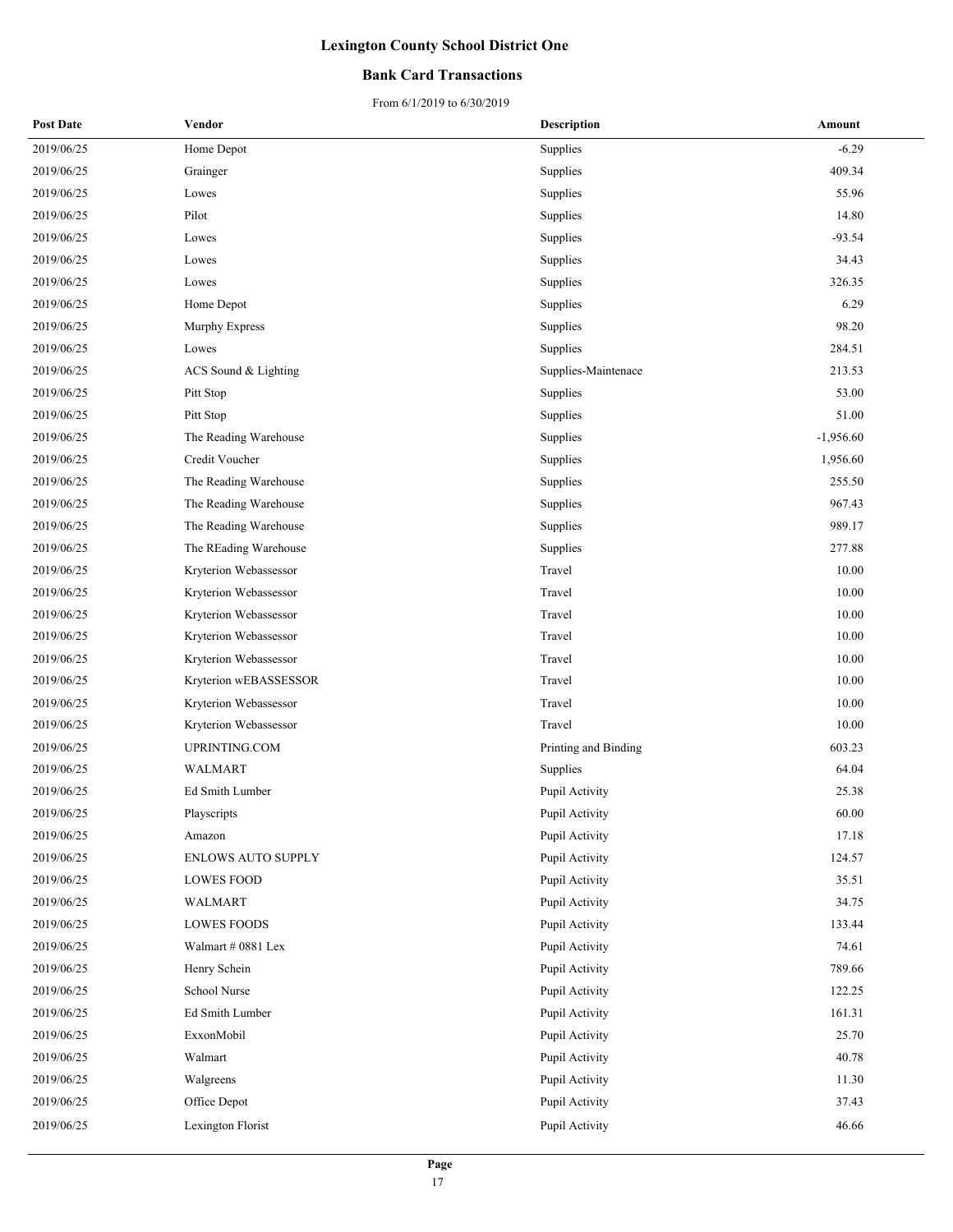# Lexington County School District One

## Bank Card Transactions

From 6/1/2019 to 6/30/2019

| Post Date | Vendor | Description | Amount |
|---|---|---|---|
| 2019/06/25 | Home Depot | Supplies | -6.29 |
| 2019/06/25 | Grainger | Supplies | 409.34 |
| 2019/06/25 | Lowes | Supplies | 55.96 |
| 2019/06/25 | Pilot | Supplies | 14.80 |
| 2019/06/25 | Lowes | Supplies | -93.54 |
| 2019/06/25 | Lowes | Supplies | 34.43 |
| 2019/06/25 | Lowes | Supplies | 326.35 |
| 2019/06/25 | Home Depot | Supplies | 6.29 |
| 2019/06/25 | Murphy Express | Supplies | 98.20 |
| 2019/06/25 | Lowes | Supplies | 284.51 |
| 2019/06/25 | ACS Sound & Lighting | Supplies-Maintenace | 213.53 |
| 2019/06/25 | Pitt Stop | Supplies | 53.00 |
| 2019/06/25 | Pitt Stop | Supplies | 51.00 |
| 2019/06/25 | The Reading Warehouse | Supplies | -1,956.60 |
| 2019/06/25 | Credit Voucher | Supplies | 1,956.60 |
| 2019/06/25 | The Reading Warehouse | Supplies | 255.50 |
| 2019/06/25 | The Reading Warehouse | Supplies | 967.43 |
| 2019/06/25 | The Reading Warehouse | Supplies | 989.17 |
| 2019/06/25 | The REading Warehouse | Supplies | 277.88 |
| 2019/06/25 | Kryterion Webassessor | Travel | 10.00 |
| 2019/06/25 | Kryterion Webassessor | Travel | 10.00 |
| 2019/06/25 | Kryterion Webassessor | Travel | 10.00 |
| 2019/06/25 | Kryterion Webassessor | Travel | 10.00 |
| 2019/06/25 | Kryterion Webassessor | Travel | 10.00 |
| 2019/06/25 | Kryterion wEBASSESSOR | Travel | 10.00 |
| 2019/06/25 | Kryterion Webassessor | Travel | 10.00 |
| 2019/06/25 | Kryterion Webassessor | Travel | 10.00 |
| 2019/06/25 | UPRINTING.COM | Printing and Binding | 603.23 |
| 2019/06/25 | WALMART | Supplies | 64.04 |
| 2019/06/25 | Ed Smith Lumber | Pupil Activity | 25.38 |
| 2019/06/25 | Playscripts | Pupil Activity | 60.00 |
| 2019/06/25 | Amazon | Pupil Activity | 17.18 |
| 2019/06/25 | ENLOWS AUTO SUPPLY | Pupil Activity | 124.57 |
| 2019/06/25 | LOWES FOOD | Pupil Activity | 35.51 |
| 2019/06/25 | WALMART | Pupil Activity | 34.75 |
| 2019/06/25 | LOWES FOODS | Pupil Activity | 133.44 |
| 2019/06/25 | Walmart # 0881 Lex | Pupil Activity | 74.61 |
| 2019/06/25 | Henry Schein | Pupil Activity | 789.66 |
| 2019/06/25 | School Nurse | Pupil Activity | 122.25 |
| 2019/06/25 | Ed Smith Lumber | Pupil Activity | 161.31 |
| 2019/06/25 | ExxonMobil | Pupil Activity | 25.70 |
| 2019/06/25 | Walmart | Pupil Activity | 40.78 |
| 2019/06/25 | Walgreens | Pupil Activity | 11.30 |
| 2019/06/25 | Office Depot | Pupil Activity | 37.43 |
| 2019/06/25 | Lexington Florist | Pupil Activity | 46.66 |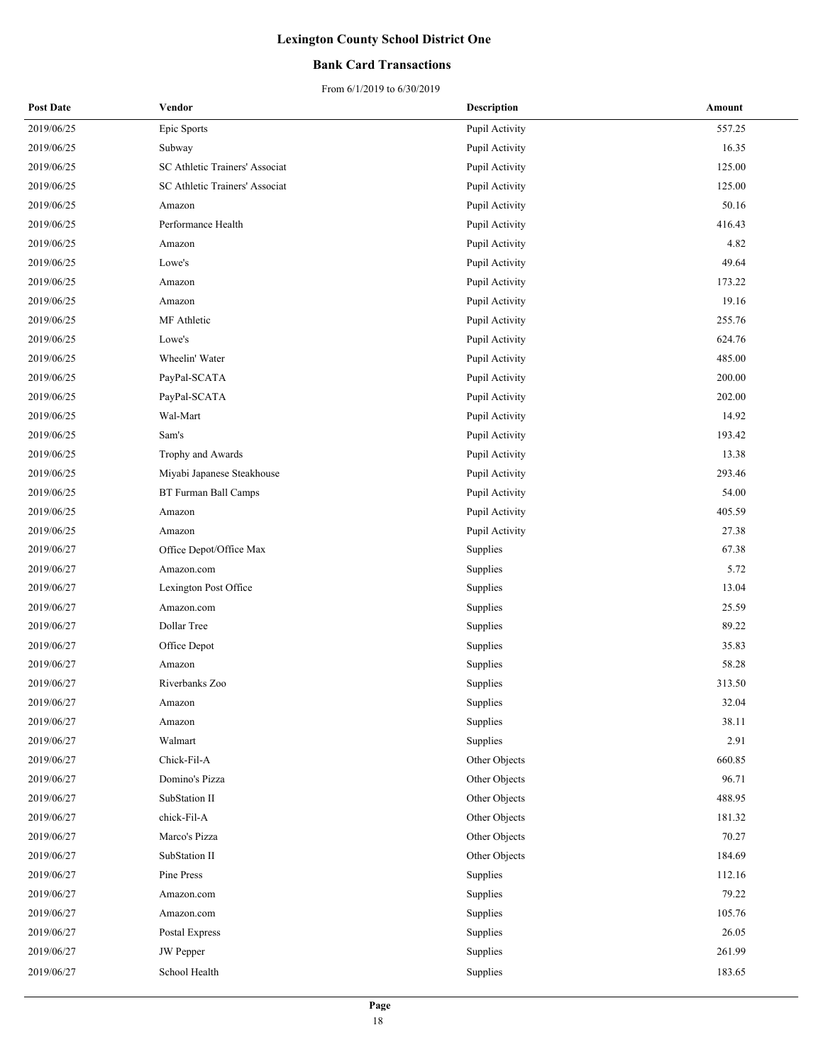# Lexington County School District One

## Bank Card Transactions

From 6/1/2019 to 6/30/2019

| Post Date | Vendor | Description | Amount |
|---|---|---|---|
| 2019/06/25 | Epic Sports | Pupil Activity | 557.25 |
| 2019/06/25 | Subway | Pupil Activity | 16.35 |
| 2019/06/25 | SC Athletic Trainers' Associat | Pupil Activity | 125.00 |
| 2019/06/25 | SC Athletic Trainers' Associat | Pupil Activity | 125.00 |
| 2019/06/25 | Amazon | Pupil Activity | 50.16 |
| 2019/06/25 | Performance Health | Pupil Activity | 416.43 |
| 2019/06/25 | Amazon | Pupil Activity | 4.82 |
| 2019/06/25 | Lowe's | Pupil Activity | 49.64 |
| 2019/06/25 | Amazon | Pupil Activity | 173.22 |
| 2019/06/25 | Amazon | Pupil Activity | 19.16 |
| 2019/06/25 | MF Athletic | Pupil Activity | 255.76 |
| 2019/06/25 | Lowe's | Pupil Activity | 624.76 |
| 2019/06/25 | Wheelin' Water | Pupil Activity | 485.00 |
| 2019/06/25 | PayPal-SCATA | Pupil Activity | 200.00 |
| 2019/06/25 | PayPal-SCATA | Pupil Activity | 202.00 |
| 2019/06/25 | Wal-Mart | Pupil Activity | 14.92 |
| 2019/06/25 | Sam's | Pupil Activity | 193.42 |
| 2019/06/25 | Trophy and Awards | Pupil Activity | 13.38 |
| 2019/06/25 | Miyabi Japanese Steakhouse | Pupil Activity | 293.46 |
| 2019/06/25 | BT Furman Ball Camps | Pupil Activity | 54.00 |
| 2019/06/25 | Amazon | Pupil Activity | 405.59 |
| 2019/06/25 | Amazon | Pupil Activity | 27.38 |
| 2019/06/27 | Office Depot/Office Max | Supplies | 67.38 |
| 2019/06/27 | Amazon.com | Supplies | 5.72 |
| 2019/06/27 | Lexington Post Office | Supplies | 13.04 |
| 2019/06/27 | Amazon.com | Supplies | 25.59 |
| 2019/06/27 | Dollar Tree | Supplies | 89.22 |
| 2019/06/27 | Office Depot | Supplies | 35.83 |
| 2019/06/27 | Amazon | Supplies | 58.28 |
| 2019/06/27 | Riverbanks Zoo | Supplies | 313.50 |
| 2019/06/27 | Amazon | Supplies | 32.04 |
| 2019/06/27 | Amazon | Supplies | 38.11 |
| 2019/06/27 | Walmart | Supplies | 2.91 |
| 2019/06/27 | Chick-Fil-A | Other Objects | 660.85 |
| 2019/06/27 | Domino's Pizza | Other Objects | 96.71 |
| 2019/06/27 | SubStation II | Other Objects | 488.95 |
| 2019/06/27 | chick-Fil-A | Other Objects | 181.32 |
| 2019/06/27 | Marco's Pizza | Other Objects | 70.27 |
| 2019/06/27 | SubStation II | Other Objects | 184.69 |
| 2019/06/27 | Pine Press | Supplies | 112.16 |
| 2019/06/27 | Amazon.com | Supplies | 79.22 |
| 2019/06/27 | Amazon.com | Supplies | 105.76 |
| 2019/06/27 | Postal Express | Supplies | 26.05 |
| 2019/06/27 | JW Pepper | Supplies | 261.99 |
| 2019/06/27 | School Health | Supplies | 183.65 |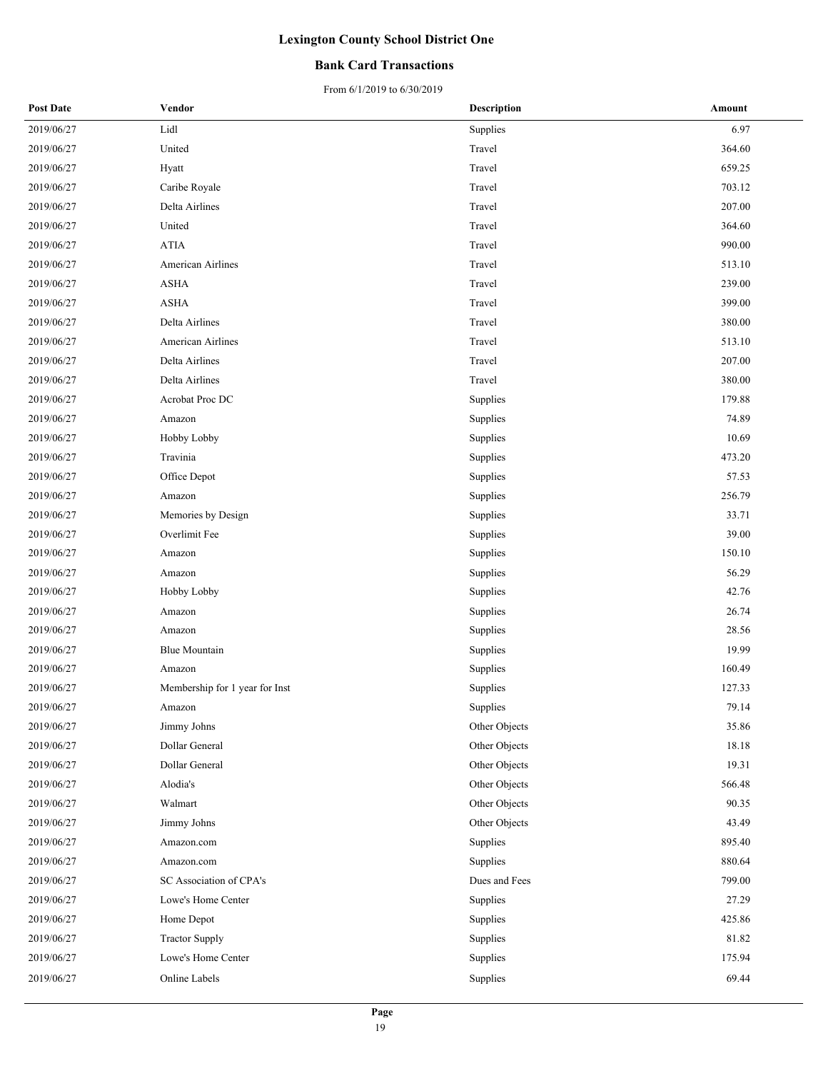# Lexington County School District One

## Bank Card Transactions

From 6/1/2019 to 6/30/2019

| Post Date | Vendor | Description | Amount |
|---|---|---|---|
| 2019/06/27 | Lidl | Supplies | 6.97 |
| 2019/06/27 | United | Travel | 364.60 |
| 2019/06/27 | Hyatt | Travel | 659.25 |
| 2019/06/27 | Caribe Royale | Travel | 703.12 |
| 2019/06/27 | Delta Airlines | Travel | 207.00 |
| 2019/06/27 | United | Travel | 364.60 |
| 2019/06/27 | ATIA | Travel | 990.00 |
| 2019/06/27 | American Airlines | Travel | 513.10 |
| 2019/06/27 | ASHA | Travel | 239.00 |
| 2019/06/27 | ASHA | Travel | 399.00 |
| 2019/06/27 | Delta Airlines | Travel | 380.00 |
| 2019/06/27 | American Airlines | Travel | 513.10 |
| 2019/06/27 | Delta Airlines | Travel | 207.00 |
| 2019/06/27 | Delta Airlines | Travel | 380.00 |
| 2019/06/27 | Acrobat Proc DC | Supplies | 179.88 |
| 2019/06/27 | Amazon | Supplies | 74.89 |
| 2019/06/27 | Hobby Lobby | Supplies | 10.69 |
| 2019/06/27 | Travinia | Supplies | 473.20 |
| 2019/06/27 | Office Depot | Supplies | 57.53 |
| 2019/06/27 | Amazon | Supplies | 256.79 |
| 2019/06/27 | Memories by Design | Supplies | 33.71 |
| 2019/06/27 | Overlimit Fee | Supplies | 39.00 |
| 2019/06/27 | Amazon | Supplies | 150.10 |
| 2019/06/27 | Amazon | Supplies | 56.29 |
| 2019/06/27 | Hobby Lobby | Supplies | 42.76 |
| 2019/06/27 | Amazon | Supplies | 26.74 |
| 2019/06/27 | Amazon | Supplies | 28.56 |
| 2019/06/27 | Blue Mountain | Supplies | 19.99 |
| 2019/06/27 | Amazon | Supplies | 160.49 |
| 2019/06/27 | Membership for 1 year for Inst | Supplies | 127.33 |
| 2019/06/27 | Amazon | Supplies | 79.14 |
| 2019/06/27 | Jimmy Johns | Other Objects | 35.86 |
| 2019/06/27 | Dollar General | Other Objects | 18.18 |
| 2019/06/27 | Dollar General | Other Objects | 19.31 |
| 2019/06/27 | Alodia's | Other Objects | 566.48 |
| 2019/06/27 | Walmart | Other Objects | 90.35 |
| 2019/06/27 | Jimmy Johns | Other Objects | 43.49 |
| 2019/06/27 | Amazon.com | Supplies | 895.40 |
| 2019/06/27 | Amazon.com | Supplies | 880.64 |
| 2019/06/27 | SC Association of CPA's | Dues and Fees | 799.00 |
| 2019/06/27 | Lowe's Home Center | Supplies | 27.29 |
| 2019/06/27 | Home Depot | Supplies | 425.86 |
| 2019/06/27 | Tractor Supply | Supplies | 81.82 |
| 2019/06/27 | Lowe's Home Center | Supplies | 175.94 |
| 2019/06/27 | Online Labels | Supplies | 69.44 |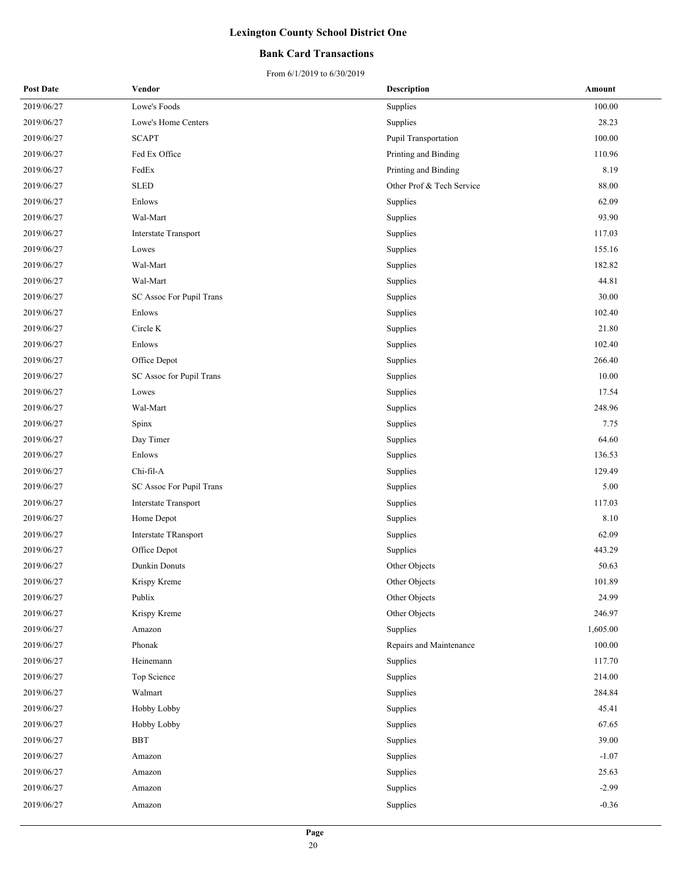# Lexington County School District One

## Bank Card Transactions

From 6/1/2019 to 6/30/2019

| Post Date | Vendor | Description | Amount |
|---|---|---|---|
| 2019/06/27 | Lowe's Foods | Supplies | 100.00 |
| 2019/06/27 | Lowe's Home Centers | Supplies | 28.23 |
| 2019/06/27 | SCAPT | Pupil Transportation | 100.00 |
| 2019/06/27 | Fed Ex Office | Printing and Binding | 110.96 |
| 2019/06/27 | FedEx | Printing and Binding | 8.19 |
| 2019/06/27 | SLED | Other Prof & Tech Service | 88.00 |
| 2019/06/27 | Enlows | Supplies | 62.09 |
| 2019/06/27 | Wal-Mart | Supplies | 93.90 |
| 2019/06/27 | Interstate Transport | Supplies | 117.03 |
| 2019/06/27 | Lowes | Supplies | 155.16 |
| 2019/06/27 | Wal-Mart | Supplies | 182.82 |
| 2019/06/27 | Wal-Mart | Supplies | 44.81 |
| 2019/06/27 | SC Assoc For Pupil Trans | Supplies | 30.00 |
| 2019/06/27 | Enlows | Supplies | 102.40 |
| 2019/06/27 | Circle K | Supplies | 21.80 |
| 2019/06/27 | Enlows | Supplies | 102.40 |
| 2019/06/27 | Office Depot | Supplies | 266.40 |
| 2019/06/27 | SC Assoc for Pupil Trans | Supplies | 10.00 |
| 2019/06/27 | Lowes | Supplies | 17.54 |
| 2019/06/27 | Wal-Mart | Supplies | 248.96 |
| 2019/06/27 | Spinx | Supplies | 7.75 |
| 2019/06/27 | Day Timer | Supplies | 64.60 |
| 2019/06/27 | Enlows | Supplies | 136.53 |
| 2019/06/27 | Chi-fil-A | Supplies | 129.49 |
| 2019/06/27 | SC Assoc For Pupil Trans | Supplies | 5.00 |
| 2019/06/27 | Interstate Transport | Supplies | 117.03 |
| 2019/06/27 | Home Depot | Supplies | 8.10 |
| 2019/06/27 | Interstate TRansport | Supplies | 62.09 |
| 2019/06/27 | Office Depot | Supplies | 443.29 |
| 2019/06/27 | Dunkin Donuts | Other Objects | 50.63 |
| 2019/06/27 | Krispy Kreme | Other Objects | 101.89 |
| 2019/06/27 | Publix | Other Objects | 24.99 |
| 2019/06/27 | Krispy Kreme | Other Objects | 246.97 |
| 2019/06/27 | Amazon | Supplies | 1,605.00 |
| 2019/06/27 | Phonak | Repairs and Maintenance | 100.00 |
| 2019/06/27 | Heinemann | Supplies | 117.70 |
| 2019/06/27 | Top Science | Supplies | 214.00 |
| 2019/06/27 | Walmart | Supplies | 284.84 |
| 2019/06/27 | Hobby Lobby | Supplies | 45.41 |
| 2019/06/27 | Hobby Lobby | Supplies | 67.65 |
| 2019/06/27 | BBT | Supplies | 39.00 |
| 2019/06/27 | Amazon | Supplies | -1.07 |
| 2019/06/27 | Amazon | Supplies | 25.63 |
| 2019/06/27 | Amazon | Supplies | -2.99 |
| 2019/06/27 | Amazon | Supplies | -0.36 |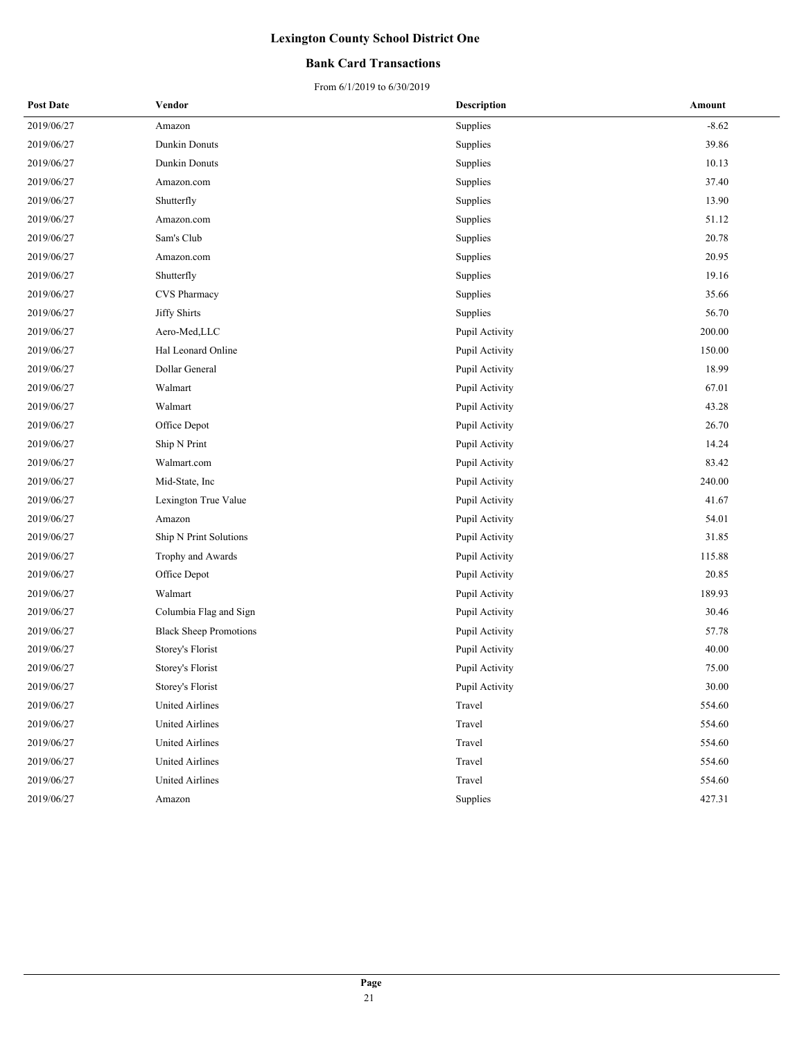# Lexington County School District One

## Bank Card Transactions

From 6/1/2019 to 6/30/2019

| Post Date | Vendor | Description | Amount |
|---|---|---|---|
| 2019/06/27 | Amazon | Supplies | -8.62 |
| 2019/06/27 | Dunkin Donuts | Supplies | 39.86 |
| 2019/06/27 | Dunkin Donuts | Supplies | 10.13 |
| 2019/06/27 | Amazon.com | Supplies | 37.40 |
| 2019/06/27 | Shutterfly | Supplies | 13.90 |
| 2019/06/27 | Amazon.com | Supplies | 51.12 |
| 2019/06/27 | Sam's Club | Supplies | 20.78 |
| 2019/06/27 | Amazon.com | Supplies | 20.95 |
| 2019/06/27 | Shutterfly | Supplies | 19.16 |
| 2019/06/27 | CVS Pharmacy | Supplies | 35.66 |
| 2019/06/27 | Jiffy Shirts | Supplies | 56.70 |
| 2019/06/27 | Aero-Med,LLC | Pupil Activity | 200.00 |
| 2019/06/27 | Hal Leonard Online | Pupil Activity | 150.00 |
| 2019/06/27 | Dollar General | Pupil Activity | 18.99 |
| 2019/06/27 | Walmart | Pupil Activity | 67.01 |
| 2019/06/27 | Walmart | Pupil Activity | 43.28 |
| 2019/06/27 | Office Depot | Pupil Activity | 26.70 |
| 2019/06/27 | Ship N Print | Pupil Activity | 14.24 |
| 2019/06/27 | Walmart.com | Pupil Activity | 83.42 |
| 2019/06/27 | Mid-State, Inc | Pupil Activity | 240.00 |
| 2019/06/27 | Lexington True Value | Pupil Activity | 41.67 |
| 2019/06/27 | Amazon | Pupil Activity | 54.01 |
| 2019/06/27 | Ship N Print Solutions | Pupil Activity | 31.85 |
| 2019/06/27 | Trophy and Awards | Pupil Activity | 115.88 |
| 2019/06/27 | Office Depot | Pupil Activity | 20.85 |
| 2019/06/27 | Walmart | Pupil Activity | 189.93 |
| 2019/06/27 | Columbia Flag and Sign | Pupil Activity | 30.46 |
| 2019/06/27 | Black Sheep Promotions | Pupil Activity | 57.78 |
| 2019/06/27 | Storey's Florist | Pupil Activity | 40.00 |
| 2019/06/27 | Storey's Florist | Pupil Activity | 75.00 |
| 2019/06/27 | Storey's Florist | Pupil Activity | 30.00 |
| 2019/06/27 | United Airlines | Travel | 554.60 |
| 2019/06/27 | United Airlines | Travel | 554.60 |
| 2019/06/27 | United Airlines | Travel | 554.60 |
| 2019/06/27 | United Airlines | Travel | 554.60 |
| 2019/06/27 | United Airlines | Travel | 554.60 |
| 2019/06/27 | Amazon | Supplies | 427.31 |